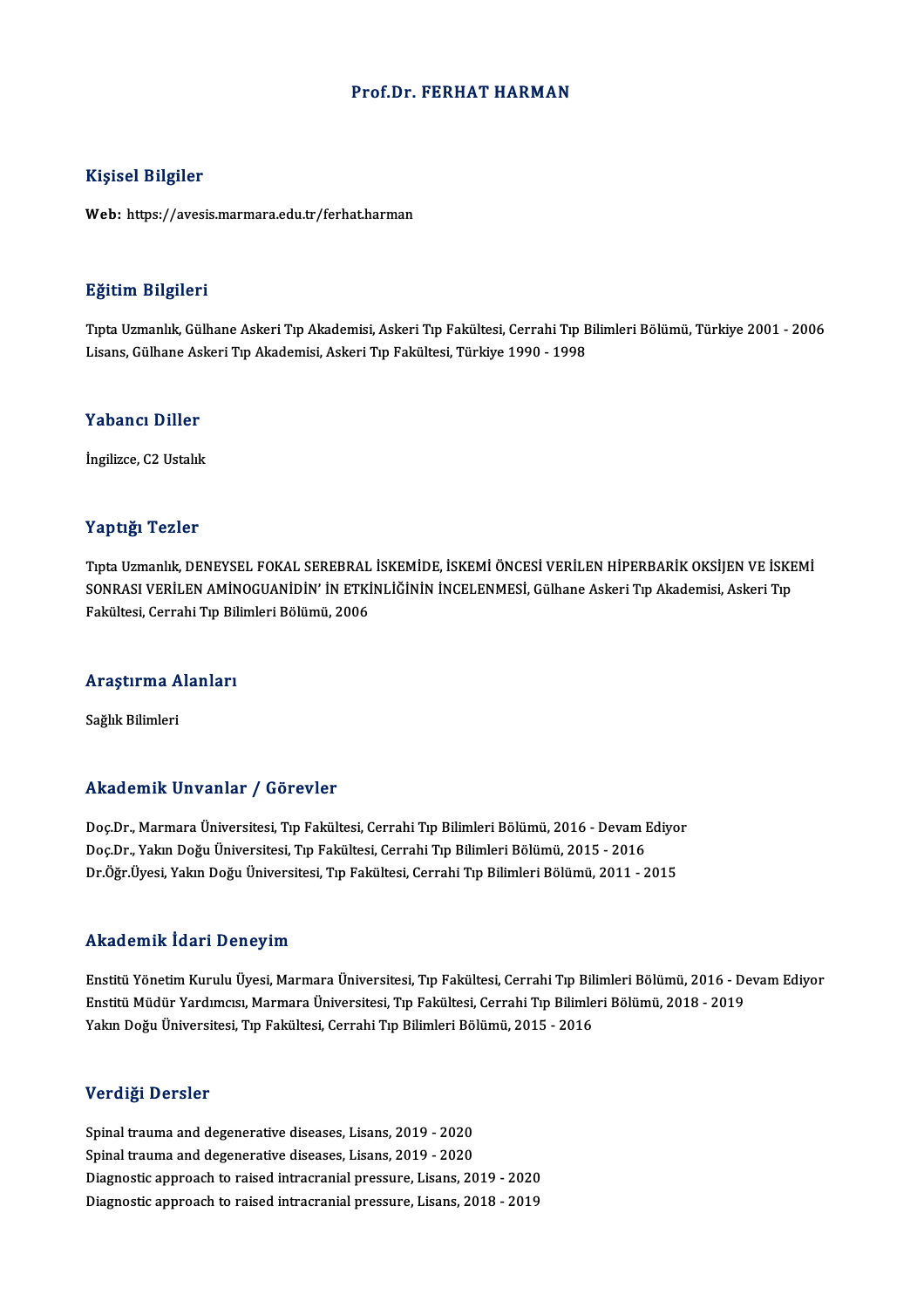# Prof.Dr. FERHAT HARMAN

## Kişisel Bilgiler

**Web:** https://avesis.marmara.edu.tr/ferhat.harman

## Eğitim Bilgileri

Tıpta Uzmanlık, Gülhane Askeri Tıp Akademisi, Askeri Tıp Fakültesi, Cerrahi Tıp Bilimleri Bölümü, Türkiye 2001 - 2006
Lisans, Gülhane Askeri Tıp Akademisi, Askeri Tıp Fakültesi, Türkiye 1990 - 1998

## Yabancı Diller

İngilizce, C2 Ustalık

## Yaptığı Tezler

Tıpta Uzmanlık, DENEYSEL FOKAL SEREBRAL İSKEMİDE, İSKEMİ ÖNCESİ VERİLEN HİPERBARİK OKSİJEN VE İSKEMİ SONRASI VERİLEN AMİNOGUANİDİN' İN ETKİNLİĞİNİN İNCELENMESİ, Gülhane Askeri Tıp Akademisi, Askeri Tıp Fakültesi, Cerrahi Tıp Bilimleri Bölümü, 2006

## Araştırma Alanları

Sağlık Bilimleri

## Akademik Unvanlar / Görevler

Doç.Dr., Marmara Üniversitesi, Tıp Fakültesi, Cerrahi Tıp Bilimleri Bölümü, 2016 - Devam Ediyor
Doç.Dr., Yakın Doğu Üniversitesi, Tıp Fakültesi, Cerrahi Tıp Bilimleri Bölümü, 2015 - 2016
Dr.Öğr.Üyesi, Yakın Doğu Üniversitesi, Tıp Fakültesi, Cerrahi Tıp Bilimleri Bölümü, 2011 - 2015

## Akademik İdari Deneyim

Enstitü Yönetim Kurulu Üyesi, Marmara Üniversitesi, Tıp Fakültesi, Cerrahi Tıp Bilimleri Bölümü, 2016 - Devam Ediyor
Enstitü Müdür Yardımcısı, Marmara Üniversitesi, Tıp Fakültesi, Cerrahi Tıp Bilimleri Bölümü, 2018 - 2019
Yakın Doğu Üniversitesi, Tıp Fakültesi, Cerrahi Tıp Bilimleri Bölümü, 2015 - 2016

## Verdiği Dersler

Spinal trauma and degenerative diseases, Lisans, 2019 - 2020
Spinal trauma and degenerative diseases, Lisans, 2019 - 2020
Diagnostic approach to raised intracranial pressure, Lisans, 2019 - 2020
Diagnostic approach to raised intracranial pressure, Lisans, 2018 - 2019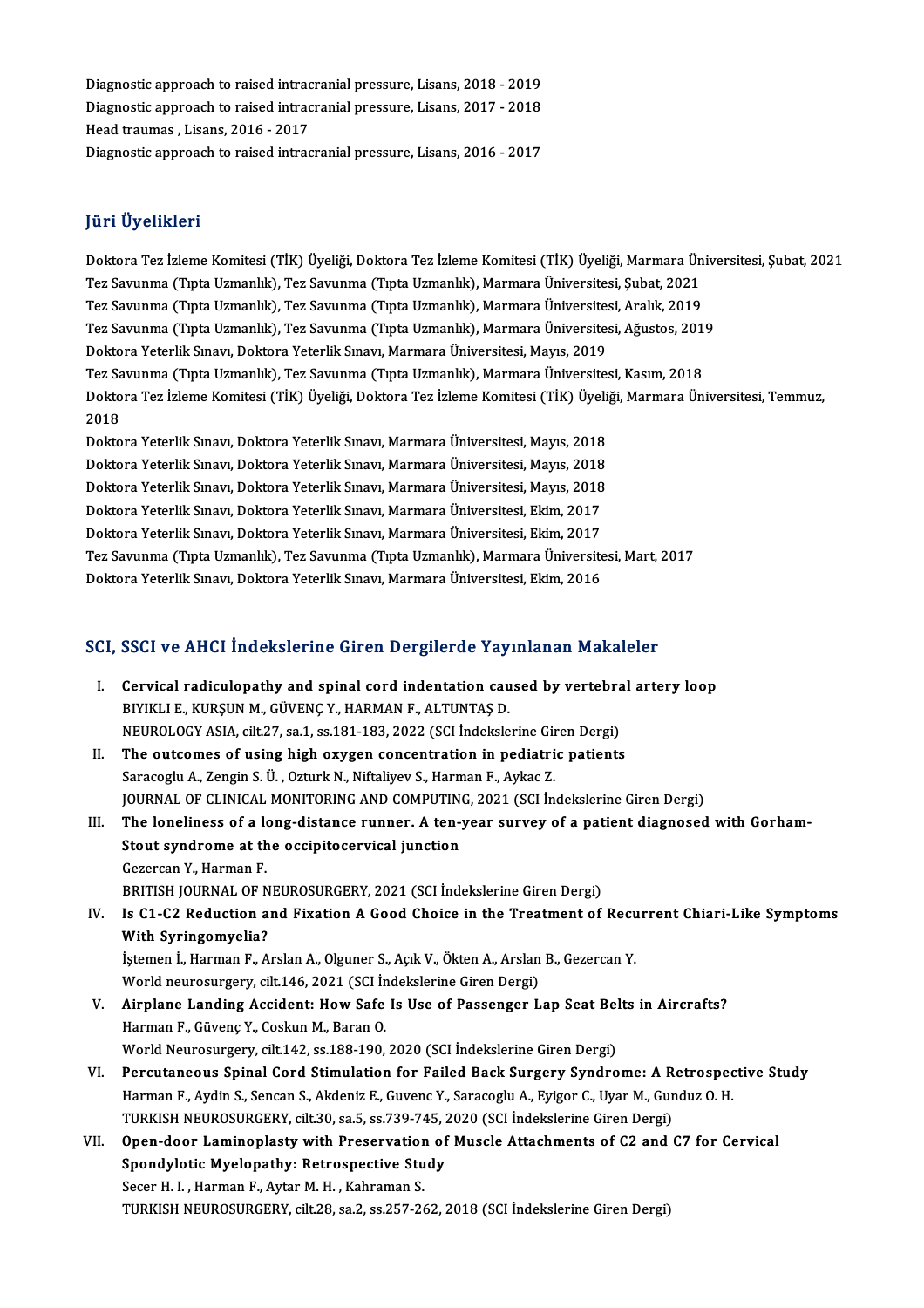Diagnostic approach to raised intracranial pressure, Lisans, 2018 - 2019
Diagnostic approach to raised intracranial pressure, Lisans, 2017 - 2018
Head traumas , Lisans, 2016 - 2017
Diagnostic approach to raised intracranial pressure, Lisans, 2016 - 2017

## Jüri Üyelikleri

Doktora Tez İzleme Komitesi (TİK) Üyeliği, Doktora Tez İzleme Komitesi (TİK) Üyeliği, Marmara Üniversitesi, Şubat, 2021
Tez Savunma (Tıpta Uzmanlık), Tez Savunma (Tıpta Uzmanlık), Marmara Üniversitesi, Şubat, 2021
Tez Savunma (Tıpta Uzmanlık), Tez Savunma (Tıpta Uzmanlık), Marmara Üniversitesi, Aralık, 2019
Tez Savunma (Tıpta Uzmanlık), Tez Savunma (Tıpta Uzmanlık), Marmara Üniversitesi, Ağustos, 2019
Doktora Yeterlik Sınavı, Doktora Yeterlik Sınavı, Marmara Üniversitesi, Mayıs, 2019
Tez Savunma (Tıpta Uzmanlık), Tez Savunma (Tıpta Uzmanlık), Marmara Üniversitesi, Kasım, 2018
Doktora Tez İzleme Komitesi (TİK) Üyeliği, Doktora Tez İzleme Komitesi (TİK) Üyeliği, Marmara Üniversitesi, Temmuz, 2018
Doktora Yeterlik Sınavı, Doktora Yeterlik Sınavı, Marmara Üniversitesi, Mayıs, 2018
Doktora Yeterlik Sınavı, Doktora Yeterlik Sınavı, Marmara Üniversitesi, Mayıs, 2018
Doktora Yeterlik Sınavı, Doktora Yeterlik Sınavı, Marmara Üniversitesi, Mayıs, 2018
Doktora Yeterlik Sınavı, Doktora Yeterlik Sınavı, Marmara Üniversitesi, Ekim, 2017
Doktora Yeterlik Sınavı, Doktora Yeterlik Sınavı, Marmara Üniversitesi, Ekim, 2017
Tez Savunma (Tıpta Uzmanlık), Tez Savunma (Tıpta Uzmanlık), Marmara Üniversitesi, Mart, 2017
Doktora Yeterlik Sınavı, Doktora Yeterlik Sınavı, Marmara Üniversitesi, Ekim, 2016

## SCI, SSCI ve AHCI İndekslerine Giren Dergilerde Yayınlanan Makaleler

I. **Cervical radiculopathy and spinal cord indentation caused by vertebral artery loop**
BIYIKLI E., KURŞUN M., GÜVENÇ Y., HARMAN F., ALTUNTAŞ D.
NEUROLOGY ASIA, cilt.27, sa.1, ss.181-183, 2022 (SCI İndekslerine Giren Dergi)

II. **The outcomes of using high oxygen concentration in pediatric patients**
Saracoglu A., Zengin S. Ü. , Ozturk N., Niftaliyev S., Harman F., Aykac Z.
JOURNAL OF CLINICAL MONITORING AND COMPUTING, 2021 (SCI İndekslerine Giren Dergi)

III. **The loneliness of a long-distance runner. A ten-year survey of a patient diagnosed with Gorham-Stout syndrome at the occipitocervical junction**
Gezercan Y., Harman F.
BRITISH JOURNAL OF NEUROSURGERY, 2021 (SCI İndekslerine Giren Dergi)

IV. **Is C1-C2 Reduction and Fixation A Good Choice in the Treatment of Recurrent Chiari-Like Symptoms With Syringomyelia?**
İştemen İ., Harman F., Arslan A., Olguner S., Açık V., Ökten A., Arslan B., Gezercan Y.
World neurosurgery, cilt.146, 2021 (SCI İndekslerine Giren Dergi)

V. **Airplane Landing Accident: How Safe Is Use of Passenger Lap Seat Belts in Aircrafts?**
Harman F., Güvenç Y., Coskun M., Baran O.
World Neurosurgery, cilt.142, ss.188-190, 2020 (SCI İndekslerine Giren Dergi)

VI. **Percutaneous Spinal Cord Stimulation for Failed Back Surgery Syndrome: A Retrospective Study**
Harman F., Aydin S., Sencan S., Akdeniz E., Guvenc Y., Saracoglu A., Eyigor C., Uyar M., Gunduz O. H.
TURKISH NEUROSURGERY, cilt.30, sa.5, ss.739-745, 2020 (SCI İndekslerine Giren Dergi)

VII. **Open-door Laminoplasty with Preservation of Muscle Attachments of C2 and C7 for Cervical Spondylotic Myelopathy: Retrospective Study**
Secer H. I. , Harman F., Aytar M. H. , Kahraman S.
TURKISH NEUROSURGERY, cilt.28, sa.2, ss.257-262, 2018 (SCI İndekslerine Giren Dergi)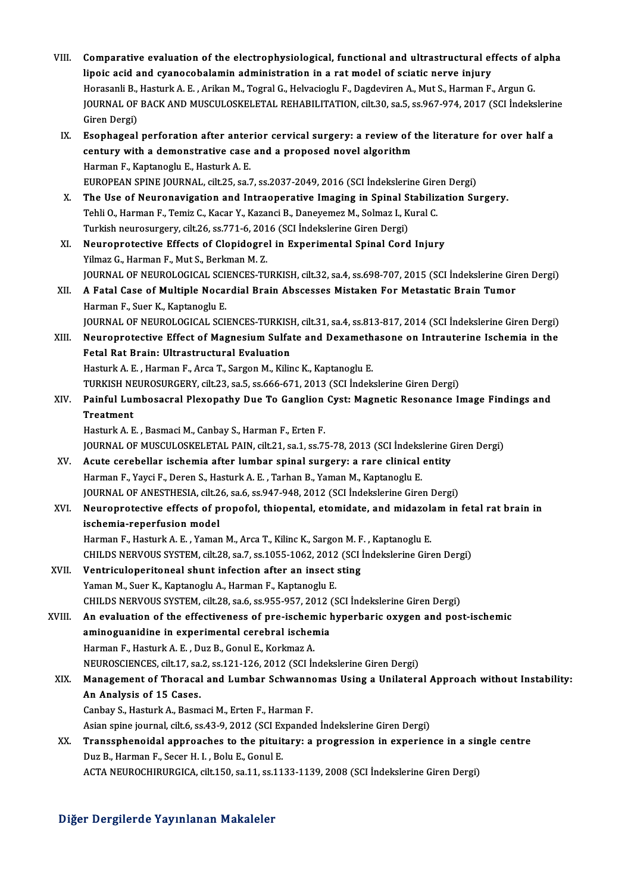VIII. **Comparative evaluation of the electrophysiological, functional and ultrastructural effects of alpha lipoic acid and cyanocobalamin administration in a rat model of sciatic nerve injury**
Horasanli B., Hasturk A. E. , Arikan M., Togral G., Helvacioglu F., Dagdeviren A., Mut S., Harman F., Argun G.
JOURNAL OF BACK AND MUSCULOSKELETAL REHABILITATION, cilt.30, sa.5, ss.967-974, 2017 (SCI İndekslerine Giren Dergi)

IX. **Esophageal perforation after anterior cervical surgery: a review of the literature for over half a century with a demonstrative case and a proposed novel algorithm**
Harman F., Kaptanoglu E., Hasturk A. E.
EUROPEAN SPINE JOURNAL, cilt.25, sa.7, ss.2037-2049, 2016 (SCI İndekslerine Giren Dergi)

X. **The Use of Neuronavigation and Intraoperative Imaging in Spinal Stabilization Surgery.**
Tehli O., Harman F., Temiz C., Kacar Y., Kazanci B., Daneyemez M., Solmaz I., Kural C.
Turkish neurosurgery, cilt.26, ss.771-6, 2016 (SCI İndekslerine Giren Dergi)

XI. **Neuroprotective Effects of Clopidogrel in Experimental Spinal Cord Injury**
Yilmaz G., Harman F., Mut S., Berkman M. Z.
JOURNAL OF NEUROLOGICAL SCIENCES-TURKISH, cilt.32, sa.4, ss.698-707, 2015 (SCI İndekslerine Giren Dergi)

XII. **A Fatal Case of Multiple Nocardial Brain Abscesses Mistaken For Metastatic Brain Tumor**
Harman F., Suer K., Kaptanoglu E.
JOURNAL OF NEUROLOGICAL SCIENCES-TURKISH, cilt.31, sa.4, ss.813-817, 2014 (SCI İndekslerine Giren Dergi)

XIII. **Neuroprotective Effect of Magnesium Sulfate and Dexamethasone on Intrauterine Ischemia in the Fetal Rat Brain: Ultrastructural Evaluation**
Hasturk A. E. , Harman F., Arca T., Sargon M., Kilinc K., Kaptanoglu E.
TURKISH NEUROSURGERY, cilt.23, sa.5, ss.666-671, 2013 (SCI İndekslerine Giren Dergi)

XIV. **Painful Lumbosacral Plexopathy Due To Ganglion Cyst: Magnetic Resonance Image Findings and Treatment**
Hasturk A. E. , Basmaci M., Canbay S., Harman F., Erten F.
JOURNAL OF MUSCULOSKELETAL PAIN, cilt.21, sa.1, ss.75-78, 2013 (SCI İndekslerine Giren Dergi)

XV. **Acute cerebellar ischemia after lumbar spinal surgery: a rare clinical entity**
Harman F., Yayci F., Deren S., Hasturk A. E. , Tarhan B., Yaman M., Kaptanoglu E.
JOURNAL OF ANESTHESIA, cilt.26, sa.6, ss.947-948, 2012 (SCI İndekslerine Giren Dergi)

XVI. **Neuroprotective effects of propofol, thiopental, etomidate, and midazolam in fetal rat brain in ischemia-reperfusion model**
Harman F., Hasturk A. E. , Yaman M., Arca T., Kilinc K., Sargon M. F. , Kaptanoglu E.
CHILDS NERVOUS SYSTEM, cilt.28, sa.7, ss.1055-1062, 2012 (SCI İndekslerine Giren Dergi)

XVII. **Ventriculoperitoneal shunt infection after an insect sting**
Yaman M., Suer K., Kaptanoglu A., Harman F., Kaptanoglu E.
CHILDS NERVOUS SYSTEM, cilt.28, sa.6, ss.955-957, 2012 (SCI İndekslerine Giren Dergi)

XVIII. **An evaluation of the effectiveness of pre-ischemic hyperbaric oxygen and post-ischemic aminoguanidine in experimental cerebral ischemia**
Harman F., Hasturk A. E. , Duz B., Gonul E., Korkmaz A.
NEUROSCIENCES, cilt.17, sa.2, ss.121-126, 2012 (SCI İndekslerine Giren Dergi)

XIX. **Management of Thoracal and Lumbar Schwannomas Using a Unilateral Approach without Instability: An Analysis of 15 Cases.**
Canbay S., Hasturk A., Basmaci M., Erten F., Harman F.
Asian spine journal, cilt.6, ss.43-9, 2012 (SCI Expanded İndekslerine Giren Dergi)

XX. **Transsphenoidal approaches to the pituitary: a progression in experience in a single centre**
Duz B., Harman F., Secer H. I. , Bolu E., Gonul E.
ACTA NEUROCHIRURGICA, cilt.150, sa.11, ss.1133-1139, 2008 (SCI İndekslerine Giren Dergi)

## Diğer Dergilerde Yayınlanan Makaleler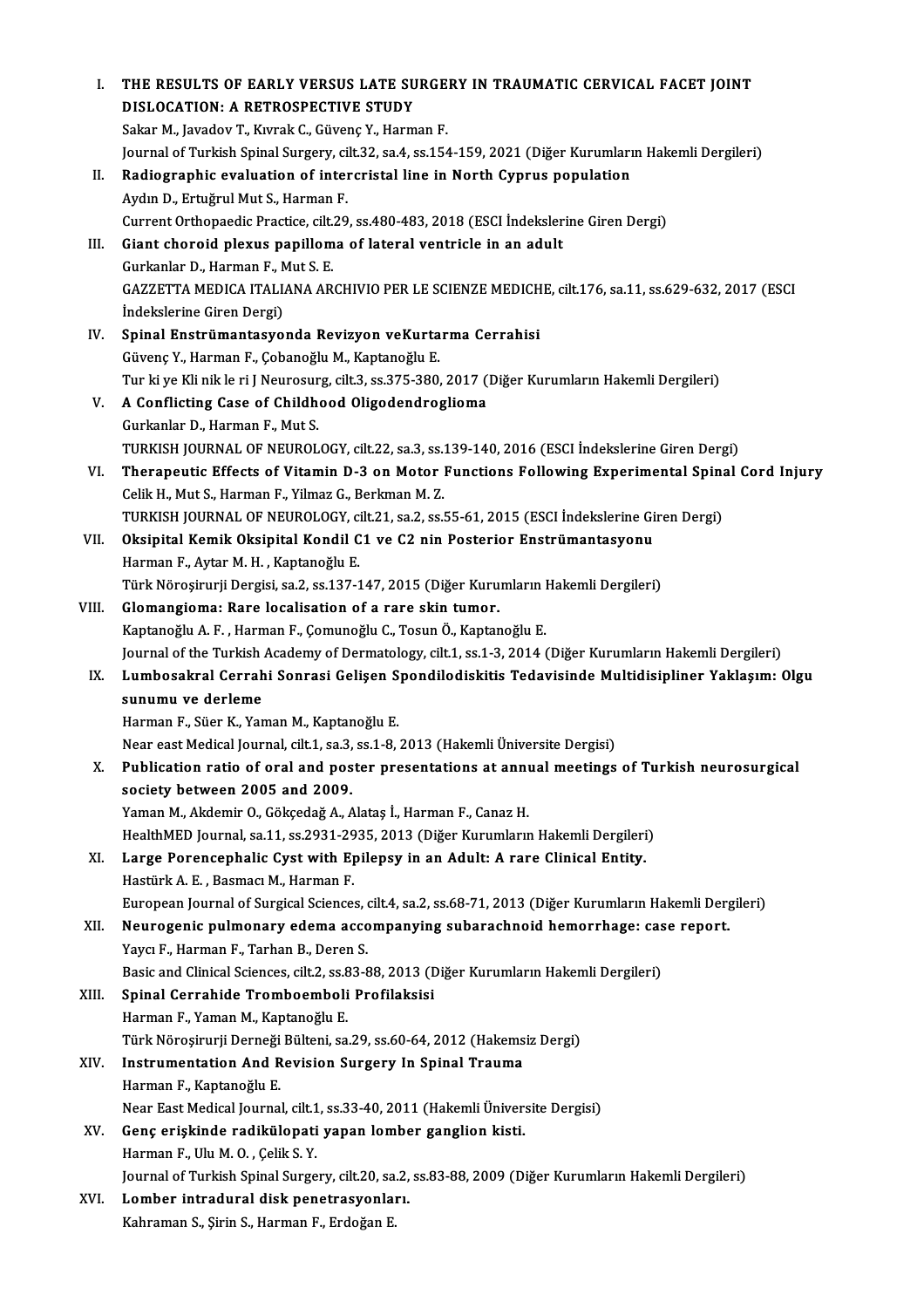I. **THE RESULTS OF EARLY VERSUS LATE SURGERY IN TRAUMATIC CERVICAL FACET JOINT DISLOCATION: A RETROSPECTIVE STUDY**
Sakar M., Javadov T., Kıvrak C., Güvenç Y., Harman F.
Journal of Turkish Spinal Surgery, cilt.32, sa.4, ss.154-159, 2021 (Diğer Kurumların Hakemli Dergileri)

II. **Radiographic evaluation of intercristal line in North Cyprus population**
Aydın D., Ertuğrul Mut S., Harman F.
Current Orthopaedic Practice, cilt.29, ss.480-483, 2018 (ESCI İndekslerine Giren Dergi)

III. **Giant choroid plexus papilloma of lateral ventricle in an adult**
Gurkanlar D., Harman F., Mut S. E.
GAZZETTA MEDICA ITALIANA ARCHIVIO PER LE SCIENZE MEDICHE, cilt.176, sa.11, ss.629-632, 2017 (ESCI İndekslerine Giren Dergi)

IV. **Spinal Enstrümantasyonda Revizyon veKurtarma Cerrahisi**
Güvenç Y., Harman F., Çobanoğlu M., Kaptanoğlu E.
Tur ki ye Kli nik le ri J Neurosurg, cilt.3, ss.375-380, 2017 (Diğer Kurumların Hakemli Dergileri)

V. **A Conflicting Case of Childhood Oligodendroglioma**
Gurkanlar D., Harman F., Mut S.
TURKISH JOURNAL OF NEUROLOGY, cilt.22, sa.3, ss.139-140, 2016 (ESCI İndekslerine Giren Dergi)

VI. **Therapeutic Effects of Vitamin D-3 on Motor Functions Following Experimental Spinal Cord Injury**
Celik H., Mut S., Harman F., Yilmaz G., Berkman M. Z.
TURKISH JOURNAL OF NEUROLOGY, cilt.21, sa.2, ss.55-61, 2015 (ESCI İndekslerine Giren Dergi)

VII. **Oksipital Kemik Oksipital Kondil C1 ve C2 nin Posterior Enstrümantasyonu**
Harman F., Aytar M. H. , Kaptanoğlu E.
Türk Nöroşirurji Dergisi, sa.2, ss.137-147, 2015 (Diğer Kurumların Hakemli Dergileri)

VIII. **Glomangioma: Rare localisation of a rare skin tumor.**
Kaptanoğlu A. F. , Harman F., Çomunoğlu C., Tosun Ö., Kaptanoğlu E.
Journal of the Turkish Academy of Dermatology, cilt.1, ss.1-3, 2014 (Diğer Kurumların Hakemli Dergileri)

IX. **Lumbosakral Cerrahi Sonrasi Gelişen Spondilodiskitis Tedavisinde Multidisipliner Yaklaşım: Olgu sunumu ve derleme**
Harman F., Süer K., Yaman M., Kaptanoğlu E.
Near east Medical Journal, cilt.1, sa.3, ss.1-8, 2013 (Hakemli Üniversite Dergisi)

X. **Publication ratio of oral and poster presentations at annual meetings of Turkish neurosurgical society between 2005 and 2009.**
Yaman M., Akdemir O., Gökçedağ A., Alataş İ., Harman F., Canaz H.
HealthMED Journal, sa.11, ss.2931-2935, 2013 (Diğer Kurumların Hakemli Dergileri)

XI. **Large Porencephalic Cyst with Epilepsy in an Adult: A rare Clinical Entity.**
Hastürk A. E. , Basmacı M., Harman F.
European Journal of Surgical Sciences, cilt.4, sa.2, ss.68-71, 2013 (Diğer Kurumların Hakemli Dergileri)

XII. **Neurogenic pulmonary edema accompanying subarachnoid hemorrhage: case report.**
Yaycı F., Harman F., Tarhan B., Deren S.
Basic and Clinical Sciences, cilt.2, ss.83-88, 2013 (Diğer Kurumların Hakemli Dergileri)

XIII. **Spinal Cerrahide Tromboemboli Profilaksisi**
Harman F., Yaman M., Kaptanoğlu E.
Türk Nöroşirurji Derneği Bülteni, sa.29, ss.60-64, 2012 (Hakemsiz Dergi)

XIV. **Instrumentation And Revision Surgery In Spinal Trauma**
Harman F., Kaptanoğlu E.
Near East Medical Journal, cilt.1, ss.33-40, 2011 (Hakemli Üniversite Dergisi)

XV. **Genç erişkinde radikülopati yapan lomber ganglion kisti.**
Harman F., Ulu M. O. , Çelik S. Y.
Journal of Turkish Spinal Surgery, cilt.20, sa.2, ss.83-88, 2009 (Diğer Kurumların Hakemli Dergileri)

XVI. **Lomber intradural disk penetrasyonları.**
Kahraman S., Şirin S., Harman F., Erdoğan E.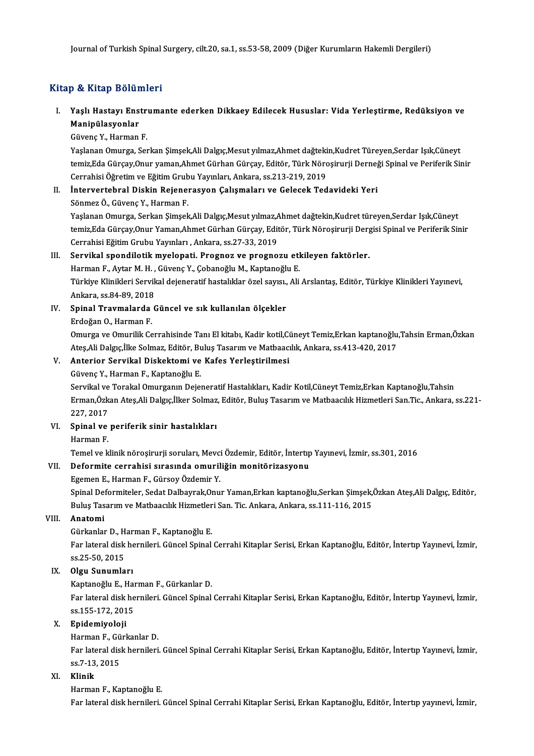Journal of Turkish Spinal Surgery, cilt.20, sa.1, ss.53-58, 2009 (Diğer Kurumların Hakemli Dergileri)

## Kitap & Kitap Bölümleri

I. **Yaşlı Hastayı Enstrumante ederken Dikkaey Edilecek Hususlar: Vida Yerleştirme, Redüksiyon ve Manipülasyonlar**
Güvenç Y., Harman F.
Yaşlanan Omurga, Serkan Şimşek,Ali Dalgıç,Mesut yılmaz,Ahmet dağtekin,Kudret Türeyen,Serdar Işık,Cüneyt temiz,Eda Gürçay,Onur yaman,Ahmet Gürhan Gürçay, Editör, Türk Nöroşirurji Derneği Spinal ve Periferik Sinir Cerrahisi Öğretim ve Eğitim Grubu Yayınları, Ankara, ss.213-219, 2019

II. **İntervertebral Diskin Rejenerasyon Çalışmaları ve Gelecek Tedavideki Yeri**
Sönmez Ö., Güvenç Y., Harman F.
Yaşlanan Omurga, Serkan Şimşek,Ali Dalgıç,Mesut yılmaz,Ahmet dağtekin,Kudret türeyen,Serdar Işık,Cüneyt temiz,Eda Gürçay,Onur Yaman,Ahmet Gürhan Gürçay, Editör, Türk Nöroşirurji Dergisi Spinal ve Periferik Sinir Cerrahisi Eğitim Grubu Yayınları , Ankara, ss.27-33, 2019

III. **Servikal spondilotik myelopati. Prognoz ve prognozu etkileyen faktörler.**
Harman F., Aytar M. H. , Güvenç Y., Çobanoğlu M., Kaptanoğlu E.
Türkiye Klinikleri Servikal dejeneratif hastalıklar özel sayısı., Ali Arslantaş, Editör, Türkiye Klinikleri Yayınevi, Ankara, ss.84-89, 2018

IV. **Spinal Travmalarda Güncel ve sık kullanılan ölçekler**
Erdoğan O., Harman F.
Omurga ve Omurilik Cerrahisinde Tanı El kitabı, Kadir kotil,Cüneyt Temiz,Erkan kaptanoğlu,Tahsin Erman,Özkan Ateş,Ali Dalgıç,İlke Solmaz, Editör, Buluş Tasarım ve Matbaacılık, Ankara, ss.413-420, 2017

V. **Anterior Servikal Diskektomi ve Kafes Yerleştirilmesi**
Güvenç Y., Harman F., Kaptanoğlu E.
Servikal ve Torakal Omurganın Dejeneratif Hastalıkları, Kadir Kotil,Cüneyt Temiz,Erkan Kaptanoğlu,Tahsin Erman,Özkan Ateş,Ali Dalgıç,İlker Solmaz, Editör, Buluş Tasarım ve Matbaacılık Hizmetleri San.Tic., Ankara, ss.221-227, 2017

VI. **Spinal ve periferik sinir hastalıkları**
Harman F.
Temel ve klinik nöroşirurji soruları, Mevci Özdemir, Editör, İntertıp Yayınevi, İzmir, ss.301, 2016

VII. **Deformite cerrahisi sırasında omuriliğin monitörizasyonu**
Egemen E., Harman F., Gürsoy Özdemir Y.
Spinal Deformiteler, Sedat Dalbayrak,Onur Yaman,Erkan kaptanoğlu,Serkan Şimşek,Özkan Ateş,Ali Dalgıç, Editör, Buluş Tasarım ve Matbaacılık Hizmetleri San. Tic. Ankara, Ankara, ss.111-116, 2015

VIII. **Anatomi**
Gürkanlar D., Harman F., Kaptanoğlu E.
Far lateral disk hernileri. Güncel Spinal Cerrahi Kitaplar Serisi, Erkan Kaptanoğlu, Editör, İntertıp Yayınevi, İzmir, ss.25-50, 2015

IX. **Olgu Sunumları**
Kaptanoğlu E., Harman F., Gürkanlar D.
Far lateral disk hernileri. Güncel Spinal Cerrahi Kitaplar Serisi, Erkan Kaptanoğlu, Editör, İntertıp Yayınevi, İzmir, ss.155-172, 2015

X. **Epidemiyoloji**
Harman F., Gürkanlar D.
Far lateral disk hernileri. Güncel Spinal Cerrahi Kitaplar Serisi, Erkan Kaptanoğlu, Editör, İntertıp Yayınevi, İzmir, ss.7-13, 2015

XI. **Klinik**
Harman F., Kaptanoğlu E.
Far lateral disk hernileri. Güncel Spinal Cerrahi Kitaplar Serisi, Erkan Kaptanoğlu, Editör, İntertıp yayınevi, İzmir,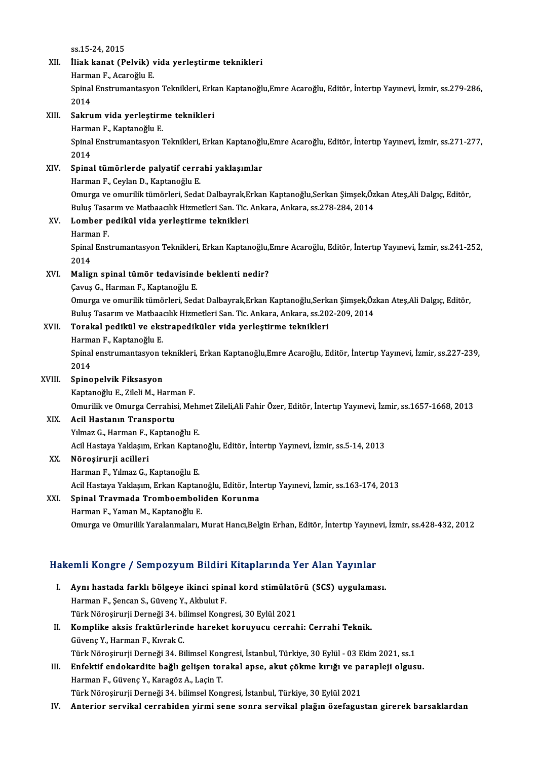ss.15-24, 2015

XII. **İliak kanat (Pelvik) vida yerleştirme teknikleri**
Harman F., Acaroğlu E.
Spinal Enstrumantasyon Teknikleri, Erkan Kaptanoğlu,Emre Acaroğlu, Editör, İntertıp Yayınevi, İzmir, ss.279-286, 2014

XIII. **Sakrum vida yerleştirme teknikleri**
Harman F., Kaptanoğlu E.
Spinal Enstrumantasyon Teknikleri, Erkan Kaptanoğlu,Emre Acaroğlu, Editör, İntertıp Yayınevi, İzmir, ss.271-277, 2014

XIV. **Spinal tümörlerde palyatif cerrahi yaklaşımlar**
Harman F., Ceylan D., Kaptanoğlu E.
Omurga ve omurilik tümörleri, Sedat Dalbayrak,Erkan Kaptanoğlu,Serkan Şimşek,Özkan Ateş,Ali Dalgıç, Editör, Buluş Tasarım ve Matbaacılık Hizmetleri San. Tic. Ankara, Ankara, ss.278-284, 2014

XV. **Lomber pedikül vida yerleştirme teknikleri**
Harman F.
Spinal Enstrumantasyon Teknikleri, Erkan Kaptanoğlu,Emre Acaroğlu, Editör, İntertıp Yayınevi, İzmir, ss.241-252, 2014

XVI. **Malign spinal tümör tedavisinde beklenti nedir?**
Çavuş G., Harman F., Kaptanoğlu E.
Omurga ve omurilik tümörleri, Sedat Dalbayrak,Erkan Kaptanoğlu,Serkan Şimşek,Özkan Ateş,Ali Dalgıç, Editör, Buluş Tasarım ve Matbaacılık Hizmetleri San. Tic. Ankara, Ankara, ss.202-209, 2014

XVII. **Torakal pedikül ve ekstrapediküler vida yerleştirme teknikleri**
Harman F., Kaptanoğlu E.
Spinal enstrumantasyon teknikleri, Erkan Kaptanoğlu,Emre Acaroğlu, Editör, İntertıp Yayınevi, İzmir, ss.227-239, 2014

XVIII. **Spinopelvik Fiksasyon**
Kaptanoğlu E., Zileli M., Harman F.
Omurilik ve Omurga Cerrahisi, Mehmet Zileli,Ali Fahir Özer, Editör, İntertıp Yayınevi, İzmir, ss.1657-1668, 2013

XIX. **Acil Hastanın Transportu**
Yılmaz G., Harman F., Kaptanoğlu E.
Acil Hastaya Yaklaşım, Erkan Kaptanoğlu, Editör, İntertıp Yayınevi, İzmir, ss.5-14, 2013

XX. **Nöroşirurji acilleri**
Harman F., Yılmaz G., Kaptanoğlu E.
Acil Hastaya Yaklaşım, Erkan Kaptanoğlu, Editör, İntertıp Yayınevi, İzmir, ss.163-174, 2013

XXI. **Spinal Travmada Tromboemboliden Korunma**
Harman F., Yaman M., Kaptanoğlu E.
Omurga ve Omurilik Yaralanmaları, Murat Hancı,Belgin Erhan, Editör, İntertıp Yayınevi, İzmir, ss.428-432, 2012

## Hakemli Kongre / Sempozyum Bildiri Kitaplarında Yer Alan Yayınlar

I. **Aynı hastada farklı bölgeye ikinci spinal kord stimülatörü (SCS) uygulaması.**
Harman F., Şencan S., Güvenç Y., Akbulut F.
Türk Nöroşirurji Derneği 34. bilimsel Kongresi, 30 Eylül 2021

II. **Komplike aksis fraktürlerinde hareket koruyucu cerrahi: Cerrahi Teknik.**
Güvenç Y., Harman F., Kıvrak C.
Türk Nöroşirurji Derneği 34. Bilimsel Kongresi, İstanbul, Türkiye, 30 Eylül - 03 Ekim 2021, ss.1

III. **Enfektif endokardite bağlı gelişen torakal apse, akut çökme kırığı ve parapleji olgusu.**
Harman F., Güvenç Y., Karagöz A., Laçin T.
Türk Nöroşirurji Derneği 34. bilimsel Kongresi, İstanbul, Türkiye, 30 Eylül 2021

IV. **Anterior servikal cerrahiden yirmi sene sonra servikal plağın özefagustan girerek barsaklardan**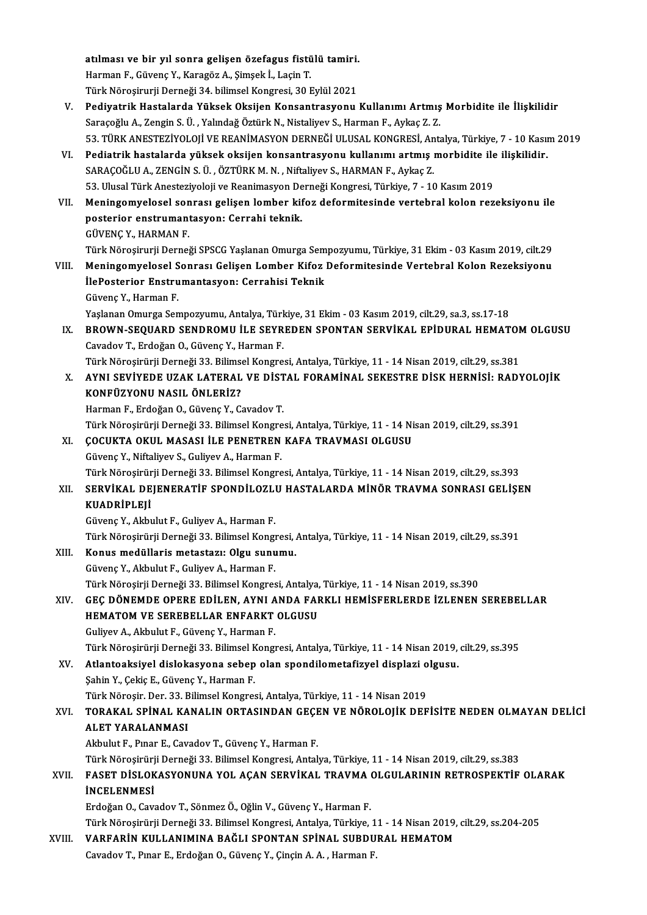atılması ve bir yıl sonra gelişen özefagus fistülü tamiri.
Harman F., Güvenç Y., Karagöz A., Şimşek İ., Laçin T.
Türk Nöroşirurji Derneği 34. bilimsel Kongresi, 30 Eylül 2021

V. **Pediyatrik Hastalarda Yüksek Oksijen Konsantrasyonu Kullanımı Artmış Morbidite ile İlişkilidir**
Saraçoğlu A., Zengin S. Ü. , Yalındağ Öztürk N., Nistaliyev S., Harman F., Aykaç Z. Z.
53. TÜRK ANESTEZİYOLOJİ VE REANİMASYON DERNEĞİ ULUSAL KONGRESİ, Antalya, Türkiye, 7 - 10 Kasım 2019

VI. **Pediatrik hastalarda yüksek oksijen konsantrasyonu kullanımı artmış morbidite ile ilişkilidir.**
SARAÇOĞLU A., ZENGİN S. Ü. , ÖZTÜRK M. N. , Niftaliyev S., HARMAN F., Aykaç Z.
53. Ulusal Türk Anesteziyoloji ve Reanimasyon Derneği Kongresi, Türkiye, 7 - 10 Kasım 2019

VII. **Meningomyelosel sonrası gelişen lomber kifoz deformitesinde vertebral kolon rezeksiyonu ile posterior enstrumantasyon: Cerrahi teknik.**
GÜVENÇ Y., HARMAN F.
Türk Nöroşirurji Derneği SPSCG Yaşlanan Omurga Sempozyumu, Türkiye, 31 Ekim - 03 Kasım 2019, cilt.29

VIII. **Meningomyelosel Sonrası Gelişen Lomber Kifoz Deformitesinde Vertebral Kolon Rezeksiyonu İlePosterior Enstrumantasyon: Cerrahisi Teknik**
Güvenç Y., Harman F.
Yaşlanan Omurga Sempozyumu, Antalya, Türkiye, 31 Ekim - 03 Kasım 2019, cilt.29, sa.3, ss.17-18

IX. **BROWN-SEQUARD SENDROMU İLE SEYREDEN SPONTAN SERVİKAL EPİDURAL HEMATOM OLGUSU**
Cavadov T., Erdoğan O., Güvenç Y., Harman F.
Türk Nöroşirürji Derneği 33. Bilimsel Kongresi, Antalya, Türkiye, 11 - 14 Nisan 2019, cilt.29, ss.381

X. **AYNI SEVİYEDE UZAK LATERAL VE DİSTAL FORAMİNAL SEKESTRE DİSK HERNİSİ: RADYOLOJİK KONFÜZYONU NASIL ÖNLERİZ?**
Harman F., Erdoğan O., Güvenç Y., Cavadov T.
Türk Nöroşirürji Derneği 33. Bilimsel Kongresi, Antalya, Türkiye, 11 - 14 Nisan 2019, cilt.29, ss.391

XI. **ÇOCUKTA OKUL MASASI İLE PENETREN KAFA TRAVMASI OLGUSU**
Güvenç Y., Niftaliyev S., Guliyev A., Harman F.
Türk Nöroşirürji Derneği 33. Bilimsel Kongresi, Antalya, Türkiye, 11 - 14 Nisan 2019, cilt.29, ss.393

XII. **SERVİKAL DEJENERATİF SPONDİLOZLU HASTALARDA MİNÖR TRAVMA SONRASI GELİŞEN KUADRİPLEJİ**
Güvenç Y., Akbulut F., Guliyev A., Harman F.
Türk Nöroşirürji Derneği 33. Bilimsel Kongresi, Antalya, Türkiye, 11 - 14 Nisan 2019, cilt.29, ss.391

XIII. **Konus medüllaris metastazı: Olgu sunumu.**
Güvenç Y., Akbulut F., Guliyev A., Harman F.
Türk Nöroşirji Derneği 33. Bilimsel Kongresi, Antalya, Türkiye, 11 - 14 Nisan 2019, ss.390

XIV. **GEÇ DÖNEMDE OPERE EDİLEN, AYNI ANDA FARKLI HEMİSFERLERDE İZLENEN SEREBELLAR HEMATOM VE SEREBELLAR ENFARKT OLGUSU**
Guliyev A., Akbulut F., Güvenç Y., Harman F.
Türk Nöroşirürji Derneği 33. Bilimsel Kongresi, Antalya, Türkiye, 11 - 14 Nisan 2019, cilt.29, ss.395

XV. **Atlantoaksiyel dislokasyona sebep olan spondilometafizyel displazi olgusu.**
Şahin Y., Çekiç E., Güvenç Y., Harman F.
Türk Nöroşir. Der. 33. Bilimsel Kongresi, Antalya, Türkiye, 11 - 14 Nisan 2019

XVI. **TORAKAL SPİNAL KANALIN ORTASINDAN GEÇEN VE NÖROLOJİK DEFİSİTE NEDEN OLMAYAN DELİCİ ALET YARALANMASI**
Akbulut F., Pınar E., Cavadov T., Güvenç Y., Harman F.
Türk Nöroşirürji Derneği 33. Bilimsel Kongresi, Antalya, Türkiye, 11 - 14 Nisan 2019, cilt.29, ss.383

XVII. **FASET DİSLOKASYONUNA YOL AÇAN SERVİKAL TRAVMA OLGULARININ RETROSPEKTİF OLARAK İNCELENMESİ**
Erdoğan O., Cavadov T., Sönmez Ö., Oğlin V., Güvenç Y., Harman F.
Türk Nöroşirürji Derneği 33. Bilimsel Kongresi, Antalya, Türkiye, 11 - 14 Nisan 2019, cilt.29, ss.204-205

XVIII. **VARFARİN KULLANIMINA BAĞLI SPONTAN SPİNAL SUBDURAL HEMATOM**
Cavadov T., Pınar E., Erdoğan O., Güvenç Y., Çinçin A. A. , Harman F.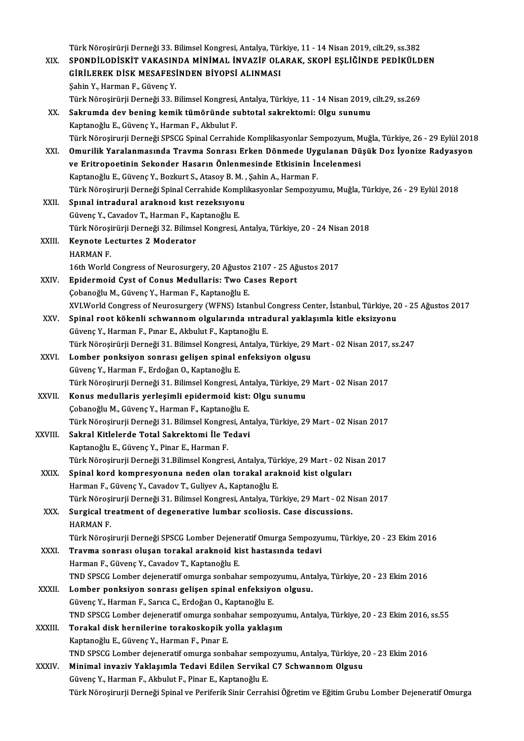Türk Nöroşirürji Derneği 33. Bilimsel Kongresi, Antalya, Türkiye, 11 - 14 Nisan 2019, cilt.29, ss.382

XIX. **SPONDİLODİSKİT VAKASINDA MİNİMAL İNVAZİF OLARAK, SKOPİ EŞLİĞİNDE PEDİKÜLDEN GİRİLEREK DİSK MESAFESİNDEN BİYOPSİ ALINMASI**
Şahin Y., Harman F., Güvenç Y.
Türk Nöroşirürji Derneği 33. Bilimsel Kongresi, Antalya, Türkiye, 11 - 14 Nisan 2019, cilt.29, ss.269

XX. **Sakrumda dev bening kemik tümöründe subtotal sakrektomi: Olgu sunumu**
Kaptanoğlu E., Güvenç Y., Harman F., Akbulut F.
Türk Nöroşirurji Derneği SPSCG Spinal Cerrahide Komplikasyonlar Sempozyum, Muğla, Türkiye, 26 - 29 Eylül 2018

XXI. **Omurilik Yaralanmasında Travma Sonrası Erken Dönmede Uygulanan Düşük Doz İyonize Radyasyon ve Eritropoetinin Sekonder Hasarın Önlenmesinde Etkisinin İncelenmesi**
Kaptanoğlu E., Güvenç Y., Bozkurt S., Atasoy B. M. , Şahin A., Harman F.
Türk Nöroşirurji Derneği Spinal Cerrahide Komplikasyonlar Sempozyumu, Muğla, Türkiye, 26 - 29 Eylül 2018

XXII. **Spınal intradural araknoıd kıst rezeksıyonu**
Güvenç Y., Cavadov T., Harman F., Kaptanoğlu E.
Türk Nöroşirürji Derneği 32. Bilimsel Kongresi, Antalya, Türkiye, 20 - 24 Nisan 2018

XXIII. **Keynote Lectures 2 Moderator**
HARMAN F.
16th World Congress of Neurosurgery, 20 Ağustos 2107 - 25 Ağustos 2017

XXIV. **Epidermoid Cyst of Conus Medullaris: Two Cases Report**
Çobanoğlu M., Güvenç Y., Harman F., Kaptanoğlu E.
XVI.World Congress of Neurosurgery (WFNS) Istanbul Congress Center, İstanbul, Türkiye, 20 - 25 Ağustos 2017

XXV. **Spinal root kökenli schwannom olgularında ıntradural yaklaşımla kitle eksizyonu**
Güvenç Y., Harman F., Pınar E., Akbulut F., Kaptanoğlu E.
Türk Nöroşirürji Derneği 31. Bilimsel Kongresi, Antalya, Türkiye, 29 Mart - 02 Nisan 2017, ss.247

XXVI. **Lomber ponksiyon sonrası gelişen spinal enfeksiyon olgusu**
Güvenç Y., Harman F., Erdoğan O., Kaptanoğlu E.
Türk Nöroşirurji Derneği 31. Bilimsel Kongresi, Antalya, Türkiye, 29 Mart - 02 Nisan 2017

XXVII. **Konus medullaris yerleşimli epidermoid kist: Olgu sunumu**
Çobanoğlu M., Güvenç Y., Harman F., Kaptanoğlu E.
Türk Nöroşirurji Derneği 31. Bilimsel Kongresi, Antalya, Türkiye, 29 Mart - 02 Nisan 2017

XXVIII. **Sakral Kitlelerde Total Sakrektomi İle Tedavi**
Kaptanoğlu E., Güvenç Y., Pinar E., Harman F.
Türk Nöroşirurji Derneği 31.Bilimsel Kongresi, Antalya, Türkiye, 29 Mart - 02 Nisan 2017

XXIX. **Spinal kord kompresyonuna neden olan torakal araknoid kist olguları**
Harman F., Güvenç Y., Cavadov T., Guliyev A., Kaptanoğlu E.
Türk Nöroşirurji Derneği 31. Bilimsel Kongresi, Antalya, Türkiye, 29 Mart - 02 Nisan 2017

XXX. **Surgical treatment of degenerative lumbar scoliosis. Case discussions.**
HARMAN F.
Türk Nöroşirurji Derneği SPSCG Lomber Dejeneratif Omurga Sempozyumu, Türkiye, 20 - 23 Ekim 2016

XXXI. **Travma sonrası oluşan torakal araknoid kist hastasında tedavi**
Harman F., Güvenç Y., Cavadov T., Kaptanoğlu E.
TND SPSCG Lomber dejeneratif omurga sonbahar sempozyumu, Antalya, Türkiye, 20 - 23 Ekim 2016

XXXII. **Lomber ponksiyon sonrası gelişen spinal enfeksiyon olgusu.**
Güvenç Y., Harman F., Sarıca C., Erdoğan O., Kaptanoğlu E.
TND SPSCG Lomber dejeneratif omurga sonbahar sempozyumu, Antalya, Türkiye, 20 - 23 Ekim 2016, ss.55

XXXIII. **Torakal disk hernilerine torakoskopik yolla yaklaşım**
Kaptanoğlu E., Güvenç Y., Harman F., Pınar E.
TND SPSCG Lomber dejeneratif omurga sonbahar sempozyumu, Antalya, Türkiye, 20 - 23 Ekim 2016

XXXIV. **Minimal invaziv Yaklaşımla Tedavi Edilen Servikal C7 Schwannom Olgusu**
Güvenç Y., Harman F., Akbulut F., Pinar E., Kaptanoğlu E.
Türk Nöroşirurji Derneği Spinal ve Periferik Sinir Cerrahisi Öğretim ve Eğitim Grubu Lomber Dejeneratif Omurga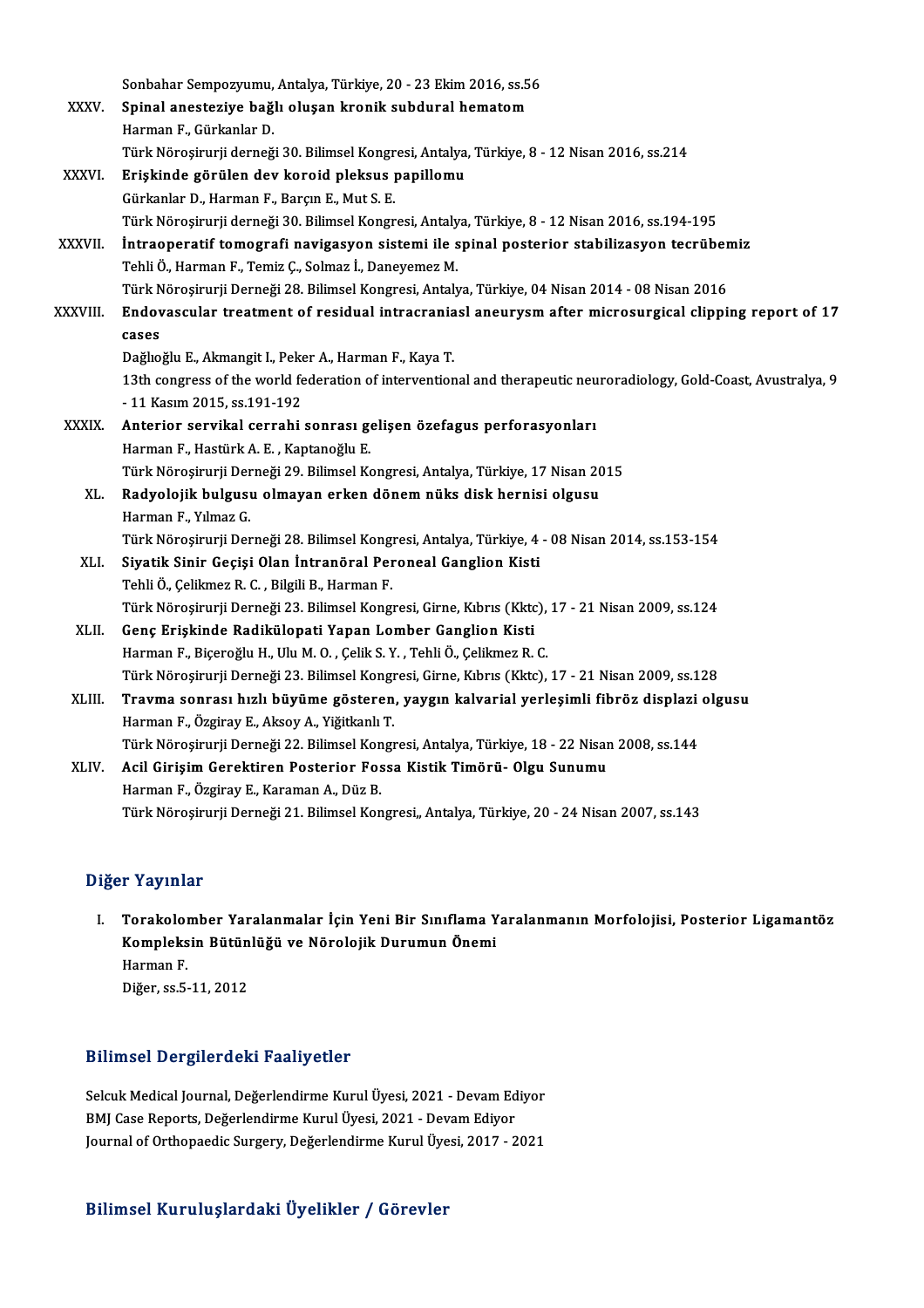Sonbahar Sempozyumu, Antalya, Türkiye, 20 - 23 Ekim 2016, ss.56

XXXV. **Spinal anesteziye bağlı oluşan kronik subdural hematom**
Harman F., Gürkanlar D.
Türk Nöroşirurji derneği 30. Bilimsel Kongresi, Antalya, Türkiye, 8 - 12 Nisan 2016, ss.214

XXXVI. **Erişkinde görülen dev koroid pleksus papillomu**
Gürkanlar D., Harman F., Barçın E., Mut S. E.
Türk Nöroşirurji derneği 30. Bilimsel Kongresi, Antalya, Türkiye, 8 - 12 Nisan 2016, ss.194-195

XXXVII. **İntraoperatif tomografi navigasyon sistemi ile spinal posterior stabilizasyon tecrübemiz**
Tehli Ö., Harman F., Temiz Ç., Solmaz İ., Daneyemez M.
Türk Nöroşirurji Derneği 28. Bilimsel Kongresi, Antalya, Türkiye, 04 Nisan 2014 - 08 Nisan 2016

XXXVIII. **Endovascular treatment of residual intracraniasl aneurysm after microsurgical clipping report of 17 cases**
Dağlıoğlu E., Akmangit I., Peker A., Harman F., Kaya T.
13th congress of the world federation of interventional and therapeutic neuroradiology, Gold-Coast, Avustralya, 9 - 11 Kasım 2015, ss.191-192

XXXIX. **Anterior servikal cerrahi sonrası gelişen özefagus perforasyonları**
Harman F., Hastürk A. E. , Kaptanoğlu E.
Türk Nöroşirurji Derneği 29. Bilimsel Kongresi, Antalya, Türkiye, 17 Nisan 2015

XL. **Radyolojik bulgusu olmayan erken dönem nüks disk hernisi olgusu**
Harman F., Yılmaz G.
Türk Nöroşirurji Derneği 28. Bilimsel Kongresi, Antalya, Türkiye, 4 - 08 Nisan 2014, ss.153-154

XLI. **Siyatik Sinir Geçişi Olan İntranöral Peroneal Ganglion Kisti**
Tehli Ö., Çelikmez R. C. , Bilgili B., Harman F.
Türk Nöroşirurji Derneği 23. Bilimsel Kongresi, Girne, Kıbrıs (Kktc), 17 - 21 Nisan 2009, ss.124

XLII. **Genç Erişkinde Radikülopati Yapan Lomber Ganglion Kisti**
Harman F., Biçeroğlu H., Ulu M. O. , Çelik S. Y. , Tehli Ö., Çelikmez R. C.
Türk Nöroşirurji Derneği 23. Bilimsel Kongresi, Girne, Kıbrıs (Kktc), 17 - 21 Nisan 2009, ss.128

XLIII. **Travma sonrası hızlı büyüme gösteren, yaygın kalvarial yerleşimli fibröz displazi olgusu**
Harman F., Özgiray E., Aksoy A., Yiğitkanlı T.
Türk Nöroşirurji Derneği 22. Bilimsel Kongresi, Antalya, Türkiye, 18 - 22 Nisan 2008, ss.144

XLIV. **Acil Girişim Gerektiren Posterior Fossa Kistik Timörü- Olgu Sunumu**
Harman F., Özgiray E., Karaman A., Düz B.
Türk Nöroşirurji Derneği 21. Bilimsel Kongresi,, Antalya, Türkiye, 20 - 24 Nisan 2007, ss.143

## Diğer Yayınlar

I. **Torakolomber Yaralanmalar İçin Yeni Bir Sınıflama Yaralanmanın Morfolojisi, Posterior Ligamantöz Kompleksin Bütünlüğü ve Nörolojik Durumun Önemi**
Harman F.
Diğer, ss.5-11, 2012

## Bilimsel Dergilerdeki Faaliyetler

Selcuk Medical Journal, Değerlendirme Kurul Üyesi, 2021 - Devam Ediyor
BMJ Case Reports, Değerlendirme Kurul Üyesi, 2021 - Devam Ediyor
Journal of Orthopaedic Surgery, Değerlendirme Kurul Üyesi, 2017 - 2021

## Bilimsel Kuruluşlardaki Üyelikler / Görevler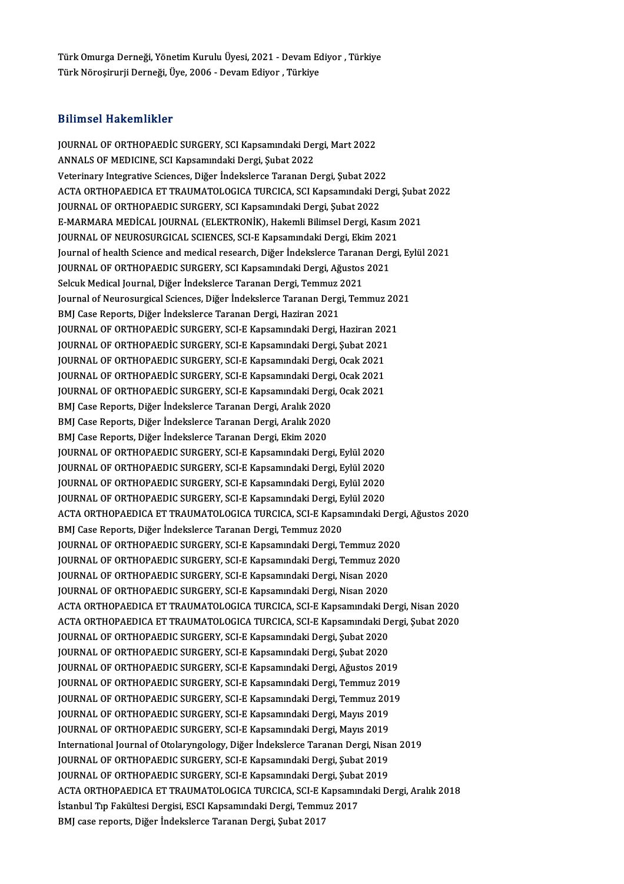Türk Omurga Derneği, Yönetim Kurulu Üyesi, 2021 - Devam Ediyor , Türkiye
Türk Nöroşirurji Derneği, Üye, 2006 - Devam Ediyor , Türkiye

## Bilimsel Hakemlikler

JOURNAL OF ORTHOPAEDİC SURGERY, SCI Kapsamındaki Dergi, Mart 2022
ANNALS OF MEDICINE, SCI Kapsamındaki Dergi, Şubat 2022
Veterinary Integrative Sciences, Diğer İndekslerce Taranan Dergi, Şubat 2022
ACTA ORTHOPAEDICA ET TRAUMATOLOGICA TURCICA, SCI Kapsamındaki Dergi, Şubat 2022
JOURNAL OF ORTHOPAEDIC SURGERY, SCI Kapsamındaki Dergi, Şubat 2022
E-MARMARA MEDİCAL JOURNAL (ELEKTRONİK), Hakemli Bilimsel Dergi, Kasım 2021
JOURNAL OF NEUROSURGICAL SCIENCES, SCI-E Kapsamındaki Dergi, Ekim 2021
Journal of health Science and medical research, Diğer İndekslerce Taranan Dergi, Eylül 2021
JOURNAL OF ORTHOPAEDIC SURGERY, SCI Kapsamındaki Dergi, Ağustos 2021
Selcuk Medical Journal, Diğer İndekslerce Taranan Dergi, Temmuz 2021
Journal of Neurosurgical Sciences, Diğer İndekslerce Taranan Dergi, Temmuz 2021
BMJ Case Reports, Diğer İndekslerce Taranan Dergi, Haziran 2021
JOURNAL OF ORTHOPAEDİC SURGERY, SCI-E Kapsamındaki Dergi, Haziran 2021
JOURNAL OF ORTHOPAEDİC SURGERY, SCI-E Kapsamındaki Dergi, Şubat 2021
JOURNAL OF ORTHOPAEDIC SURGERY, SCI-E Kapsamındaki Dergi, Ocak 2021
JOURNAL OF ORTHOPAEDİC SURGERY, SCI-E Kapsamındaki Dergi, Ocak 2021
JOURNAL OF ORTHOPAEDİC SURGERY, SCI-E Kapsamındaki Dergi, Ocak 2021
BMJ Case Reports, Diğer İndekslerce Taranan Dergi, Aralık 2020
BMJ Case Reports, Diğer İndekslerce Taranan Dergi, Aralık 2020
BMJ Case Reports, Diğer İndekslerce Taranan Dergi, Ekim 2020
JOURNAL OF ORTHOPAEDIC SURGERY, SCI-E Kapsamındaki Dergi, Eylül 2020
JOURNAL OF ORTHOPAEDIC SURGERY, SCI-E Kapsamındaki Dergi, Eylül 2020
JOURNAL OF ORTHOPAEDIC SURGERY, SCI-E Kapsamındaki Dergi, Eylül 2020
JOURNAL OF ORTHOPAEDIC SURGERY, SCI-E Kapsamındaki Dergi, Eylül 2020
ACTA ORTHOPAEDICA ET TRAUMATOLOGICA TURCICA, SCI-E Kapsamındaki Dergi, Ağustos 2020
BMJ Case Reports, Diğer İndekslerce Taranan Dergi, Temmuz 2020
JOURNAL OF ORTHOPAEDIC SURGERY, SCI-E Kapsamındaki Dergi, Temmuz 2020
JOURNAL OF ORTHOPAEDIC SURGERY, SCI-E Kapsamındaki Dergi, Temmuz 2020
JOURNAL OF ORTHOPAEDIC SURGERY, SCI-E Kapsamındaki Dergi, Nisan 2020
JOURNAL OF ORTHOPAEDIC SURGERY, SCI-E Kapsamındaki Dergi, Nisan 2020
ACTA ORTHOPAEDICA ET TRAUMATOLOGICA TURCICA, SCI-E Kapsamındaki Dergi, Nisan 2020
ACTA ORTHOPAEDICA ET TRAUMATOLOGICA TURCICA, SCI-E Kapsamındaki Dergi, Şubat 2020
JOURNAL OF ORTHOPAEDIC SURGERY, SCI-E Kapsamındaki Dergi, Şubat 2020
JOURNAL OF ORTHOPAEDIC SURGERY, SCI-E Kapsamındaki Dergi, Şubat 2020
JOURNAL OF ORTHOPAEDIC SURGERY, SCI-E Kapsamındaki Dergi, Ağustos 2019
JOURNAL OF ORTHOPAEDIC SURGERY, SCI-E Kapsamındaki Dergi, Temmuz 2019
JOURNAL OF ORTHOPAEDIC SURGERY, SCI-E Kapsamındaki Dergi, Temmuz 2019
JOURNAL OF ORTHOPAEDIC SURGERY, SCI-E Kapsamındaki Dergi, Mayıs 2019
JOURNAL OF ORTHOPAEDIC SURGERY, SCI-E Kapsamındaki Dergi, Mayıs 2019
International Journal of Otolaryngology, Diğer İndekslerce Taranan Dergi, Nisan 2019
JOURNAL OF ORTHOPAEDIC SURGERY, SCI-E Kapsamındaki Dergi, Şubat 2019
JOURNAL OF ORTHOPAEDIC SURGERY, SCI-E Kapsamındaki Dergi, Şubat 2019
ACTA ORTHOPAEDICA ET TRAUMATOLOGICA TURCICA, SCI-E Kapsamındaki Dergi, Aralık 2018
İstanbul Tıp Fakültesi Dergisi, ESCI Kapsamındaki Dergi, Temmuz 2017
BMJ case reports, Diğer İndekslerce Taranan Dergi, Şubat 2017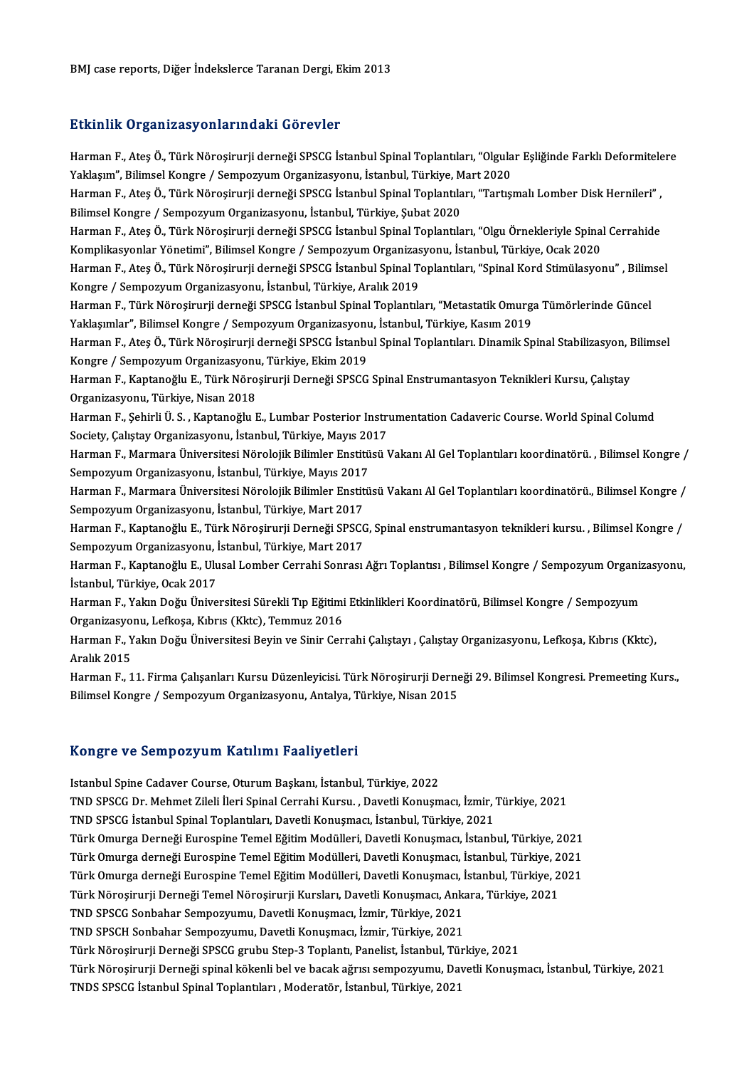BMJ case reports, Diğer İndekslerce Taranan Dergi, Ekim 2013

## Etkinlik Organizasyonlarındaki Görevler

Harman F., Ateş Ö., Türk Nöroşirurji derneği SPSCG İstanbul Spinal Toplantıları, "Olgular Eşliğinde Farklı Deformitelere Yaklaşım", Bilimsel Kongre / Sempozyum Organizasyonu, İstanbul, Türkiye, Mart 2020

Harman F., Ateş Ö., Türk Nöroşirurji derneği SPSCG İstanbul Spinal Toplantıları, "Tartışmalı Lomber Disk Hernileri" , Bilimsel Kongre / Sempozyum Organizasyonu, İstanbul, Türkiye, Şubat 2020

Harman F., Ateş Ö., Türk Nöroşirurji derneği SPSCG İstanbul Spinal Toplantıları, "Olgu Örnekleriyle Spinal Cerrahide Komplikasyonlar Yönetimi", Bilimsel Kongre / Sempozyum Organizasyonu, İstanbul, Türkiye, Ocak 2020

Harman F., Ateş Ö., Türk Nöroşirurji derneği SPSCG İstanbul Spinal Toplantıları, "Spinal Kord Stimülasyonu" , Bilimsel Kongre / Sempozyum Organizasyonu, İstanbul, Türkiye, Aralık 2019

Harman F., Türk Nöroşirurji derneği SPSCG İstanbul Spinal Toplantıları, "Metastatik Omurga Tümörlerinde Güncel Yaklaşımlar", Bilimsel Kongre / Sempozyum Organizasyonu, İstanbul, Türkiye, Kasım 2019

Harman F., Ateş Ö., Türk Nöroşirurji derneği SPSCG İstanbul Spinal Toplantıları. Dinamik Spinal Stabilizasyon, Bilimsel Kongre / Sempozyum Organizasyonu, Türkiye, Ekim 2019

Harman F., Kaptanoğlu E., Türk Nöroşirurji Derneği SPSCG Spinal Enstrumantasyon Teknikleri Kursu, Çalıştay Organizasyonu, Türkiye, Nisan 2018

Harman F., Şehirli Ü. S. , Kaptanoğlu E., Lumbar Posterior Instrumentation Cadaveric Course. World Spinal Columd Society, Çalıştay Organizasyonu, İstanbul, Türkiye, Mayıs 2017

Harman F., Marmara Üniversitesi Nörolojik Bilimler Enstitüsü Vakanı Al Gel Toplantıları koordinatörü. , Bilimsel Kongre / Sempozyum Organizasyonu, İstanbul, Türkiye, Mayıs 2017

Harman F., Marmara Üniversitesi Nörolojik Bilimler Enstitüsü Vakanı Al Gel Toplantıları koordinatörü., Bilimsel Kongre / Sempozyum Organizasyonu, İstanbul, Türkiye, Mart 2017

Harman F., Kaptanoğlu E., Türk Nöroşirurji Derneği SPSCG, Spinal enstrumantasyon teknikleri kursu. , Bilimsel Kongre / Sempozyum Organizasyonu, İstanbul, Türkiye, Mart 2017

Harman F., Kaptanoğlu E., Ulusal Lomber Cerrahi Sonrası Ağrı Toplantısı , Bilimsel Kongre / Sempozyum Organizasyonu, İstanbul, Türkiye, Ocak 2017

Harman F., Yakın Doğu Üniversitesi Sürekli Tıp Eğitimi Etkinlikleri Koordinatörü, Bilimsel Kongre / Sempozyum Organizasyonu, Lefkoşa, Kıbrıs (Kktc), Temmuz 2016

Harman F., Yakın Doğu Üniversitesi Beyin ve Sinir Cerrahi Çalıştayı , Çalıştay Organizasyonu, Lefkoşa, Kıbrıs (Kktc), Aralık 2015

Harman F., 11. Firma Çalışanları Kursu Düzenleyicisi. Türk Nöroşirurji Derneği 29. Bilimsel Kongresi. Premeeting Kurs., Bilimsel Kongre / Sempozyum Organizasyonu, Antalya, Türkiye, Nisan 2015

## Kongre ve Sempozyum Katılımı Faaliyetleri

Istanbul Spine Cadaver Course, Oturum Başkanı, İstanbul, Türkiye, 2022

TND SPSCG Dr. Mehmet Zileli İleri Spinal Cerrahi Kursu. , Davetli Konuşmacı, İzmir, Türkiye, 2021

TND SPSCG İstanbul Spinal Toplantıları, Davetli Konuşmacı, İstanbul, Türkiye, 2021

Türk Omurga Derneği Eurospine Temel Eğitim Modülleri, Davetli Konuşmacı, İstanbul, Türkiye, 2021

Türk Omurga derneği Eurospine Temel Eğitim Modülleri, Davetli Konuşmacı, İstanbul, Türkiye, 2021

Türk Omurga derneği Eurospine Temel Eğitim Modülleri, Davetli Konuşmacı, İstanbul, Türkiye, 2021

Türk Nöroşirurji Derneği Temel Nöroşirurji Kursları, Davetli Konuşmacı, Ankara, Türkiye, 2021

TND SPSCG Sonbahar Sempozyumu, Davetli Konuşmacı, İzmir, Türkiye, 2021

TND SPSCH Sonbahar Sempozyumu, Davetli Konuşmacı, İzmir, Türkiye, 2021

Türk Nöroşirurji Derneği SPSCG grubu Step-3 Toplantı, Panelist, İstanbul, Türkiye, 2021

Türk Nöroşirurji Derneği spinal kökenli bel ve bacak ağrısı sempozyumu, Davetli Konuşmacı, İstanbul, Türkiye, 2021

TNDS SPSCG İstanbul Spinal Toplantıları , Moderatör, İstanbul, Türkiye, 2021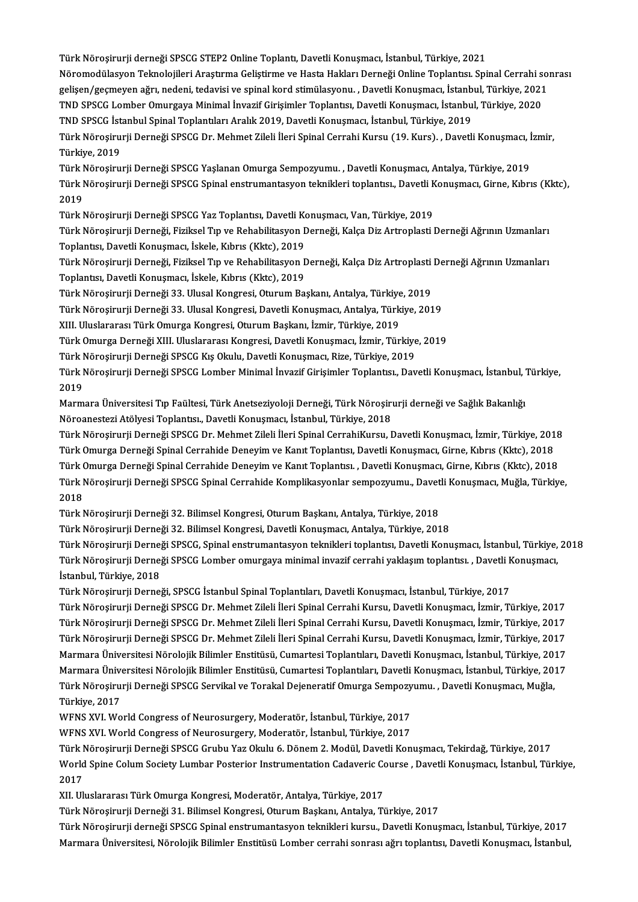Türk Nöroşirurji derneği SPSCG STEP2 Online Toplantı, Davetli Konuşmacı, İstanbul, Türkiye, 2021

Nöromodülasyon Teknolojileri Araştırma Geliştirme ve Hasta Hakları Derneği Online Toplantısı. Spinal Cerrahi sonrası gelişen/geçmeyen ağrı, nedeni, tedavisi ve spinal kord stimülasyonu. , Davetli Konuşmacı, İstanbul, Türkiye, 2021

TND SPSCG Lomber Omurgaya Minimal İnvazif Girişimler Toplantısı, Davetli Konuşmacı, İstanbul, Türkiye, 2020

TND SPSCG İstanbul Spinal Toplantıları Aralık 2019, Davetli Konuşmacı, İstanbul, Türkiye, 2019

Türk Nöroşirurji Derneği SPSCG Dr. Mehmet Zileli İleri Spinal Cerrahi Kursu (19. Kurs). , Davetli Konuşmacı, İzmir, Türkiye, 2019

Türk Nöroşirurji Derneği SPSCG Yaşlanan Omurga Sempozyumu. , Davetli Konuşmacı, Antalya, Türkiye, 2019

Türk Nöroşirurji Derneği SPSCG Spinal enstrumantasyon teknikleri toplantısı., Davetli Konuşmacı, Girne, Kıbrıs (Kktc), 2019

Türk Nöroşirurji Derneği SPSCG Yaz Toplantısı, Davetli Konuşmacı, Van, Türkiye, 2019

Türk Nöroşirurji Derneği, Fiziksel Tıp ve Rehabilitasyon Derneği, Kalça Diz Artroplasti Derneği Ağrının Uzmanları Toplantısı, Davetli Konuşmacı, İskele, Kıbrıs (Kktc), 2019

Türk Nöroşirurji Derneği, Fiziksel Tıp ve Rehabilitasyon Derneği, Kalça Diz Artroplasti Derneği Ağrının Uzmanları Toplantısı, Davetli Konuşmacı, İskele, Kıbrıs (Kktc), 2019

Türk Nöroşirurji Derneği 33. Ulusal Kongresi, Oturum Başkanı, Antalya, Türkiye, 2019

Türk Nöroşirurji Derneği 33. Ulusal Kongresi, Davetli Konuşmacı, Antalya, Türkiye, 2019

XIII. Uluslararası Türk Omurga Kongresi, Oturum Başkanı, İzmir, Türkiye, 2019

Türk Omurga Derneği XIII. Uluslararası Kongresi, Davetli Konuşmacı, İzmir, Türkiye, 2019

Türk Nöroşirurji Derneği SPSCG Kış Okulu, Davetli Konuşmacı, Rize, Türkiye, 2019

Türk Nöroşirurji Derneği SPSCG Lomber Minimal İnvazif Girişimler Toplantısı., Davetli Konuşmacı, İstanbul, Türkiye, 2019

Marmara Üniversitesi Tıp Faültesi, Türk Anetseziyoloji Derneği, Türk Nöroşirurji derneği ve Sağlık Bakanlığı Nöroanestezi Atölyesi Toplantısı., Davetli Konuşmacı, İstanbul, Türkiye, 2018

Türk Nöroşirurji Derneği SPSCG Dr. Mehmet Zileli İleri Spinal CerrahiKursu, Davetli Konuşmacı, İzmir, Türkiye, 2018

Türk Omurga Derneği Spinal Cerrahide Deneyim ve Kanıt Toplantısı, Davetli Konuşmacı, Girne, Kıbrıs (Kktc), 2018

Türk Omurga Derneği Spinal Cerrahide Deneyim ve Kanıt Toplantısı. , Davetli Konuşmacı, Girne, Kıbrıs (Kktc), 2018

Türk Nöroşirurji Derneği SPSCG Spinal Cerrahide Komplikasyonlar sempozyumu., Davetli Konuşmacı, Muğla, Türkiye, 2018

Türk Nöroşirurji Derneği 32. Bilimsel Kongresi, Oturum Başkanı, Antalya, Türkiye, 2018

Türk Nöroşirurji Derneği 32. Bilimsel Kongresi, Davetli Konuşmacı, Antalya, Türkiye, 2018

Türk Nöroşirurji Derneği SPSCG, Spinal enstrumantasyon teknikleri toplantısı, Davetli Konuşmacı, İstanbul, Türkiye, 2018

Türk Nöroşirurji Derneği SPSCG Lomber omurgaya minimal invazif cerrahi yaklaşım toplantısı. , Davetli Konuşmacı, İstanbul, Türkiye, 2018

Türk Nöroşirurji Derneği, SPSCG İstanbul Spinal Toplantıları, Davetli Konuşmacı, İstanbul, Türkiye, 2017

Türk Nöroşirurji Derneği SPSCG Dr. Mehmet Zileli İleri Spinal Cerrahi Kursu, Davetli Konuşmacı, İzmir, Türkiye, 2017

Türk Nöroşirurji Derneği SPSCG Dr. Mehmet Zileli İleri Spinal Cerrahi Kursu, Davetli Konuşmacı, İzmir, Türkiye, 2017

Türk Nöroşirurji Derneği SPSCG Dr. Mehmet Zileli İleri Spinal Cerrahi Kursu, Davetli Konuşmacı, İzmir, Türkiye, 2017

Marmara Üniversitesi Nörolojik Bilimler Enstitüsü, Cumartesi Toplantıları, Davetli Konuşmacı, İstanbul, Türkiye, 2017

Marmara Üniversitesi Nörolojik Bilimler Enstitüsü, Cumartesi Toplantıları, Davetli Konuşmacı, İstanbul, Türkiye, 2017

Türk Nöroşirurji Derneği SPSCG Servikal ve Torakal Dejeneratif Omurga Sempozyumu. , Davetli Konuşmacı, Muğla, Türkiye, 2017

WFNS XVI. World Congress of Neurosurgery, Moderatör, İstanbul, Türkiye, 2017

WFNS XVI. World Congress of Neurosurgery, Moderatör, İstanbul, Türkiye, 2017

Türk Nöroşirurji Derneği SPSCG Grubu Yaz Okulu 6. Dönem 2. Modül, Davetli Konuşmacı, Tekirdağ, Türkiye, 2017

World Spine Colum Society Lumbar Posterior Instrumentation Cadaveric Course , Davetli Konuşmacı, İstanbul, Türkiye, 2017

XII. Uluslararası Türk Omurga Kongresi, Moderatör, Antalya, Türkiye, 2017

Türk Nöroşirurji Derneği 31. Bilimsel Kongresi, Oturum Başkanı, Antalya, Türkiye, 2017

Türk Nöroşirurji derneği SPSCG Spinal enstrumantasyon teknikleri kursu., Davetli Konuşmacı, İstanbul, Türkiye, 2017

Marmara Üniversitesi, Nörolojik Bilimler Enstitüsü Lomber cerrahi sonrası ağrı toplantısı, Davetli Konuşmacı, İstanbul,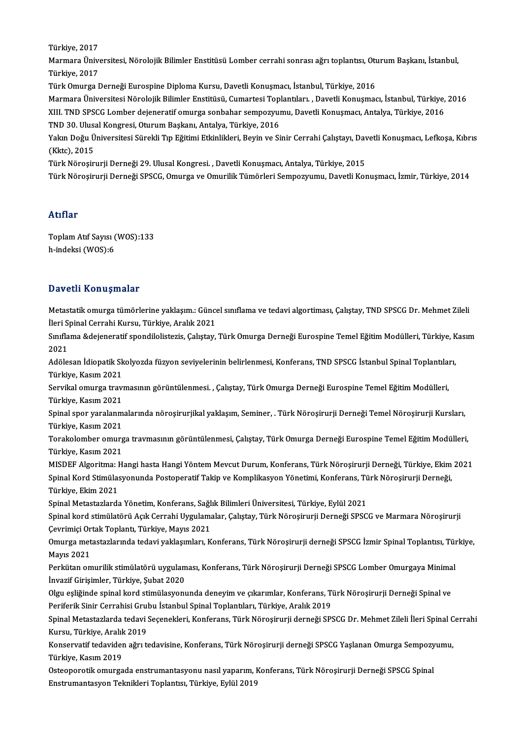Türkiye, 2017

Marmara Üniversitesi, Nörolojik Bilimler Enstitüsü Lomber cerrahi sonrası ağrı toplantısı, Oturum Başkanı, İstanbul, Türkiye, 2017

Türk Omurga Derneği Eurospine Diploma Kursu, Davetli Konuşmacı, İstanbul, Türkiye, 2016

Marmara Üniversitesi Nörolojik Bilimler Enstitüsü, Cumartesi Toplantıları. , Davetli Konuşmacı, İstanbul, Türkiye, 2016

XIII. TND SPSCG Lomber dejeneratif omurga sonbahar sempozyumu, Davetli Konuşmacı, Antalya, Türkiye, 2016

TND 30. Ulusal Kongresi, Oturum Başkanı, Antalya, Türkiye, 2016

Yakın Doğu Üniversitesi Sürekli Tıp Eğitimi Etkinlikleri, Beyin ve Sinir Cerrahi Çalıştayı, Davetli Konuşmacı, Lefkoşa, Kıbrıs (Kktc), 2015

Türk Nöroşirurji Derneği 29. Ulusal Kongresi. , Davetli Konuşmacı, Antalya, Türkiye, 2015

Türk Nöroşirurji Derneği SPSCG, Omurga ve Omurilik Tümörleri Sempozyumu, Davetli Konuşmacı, İzmir, Türkiye, 2014

## Atıflar

Toplam Atıf Sayısı (WOS):133
h-indeksi (WOS):6

## Davetli Konuşmalar

Metastatik omurga tümörlerine yaklaşım.: Güncel sınıflama ve tedavi algortiması, Çalıştay, TND SPSCG Dr. Mehmet Zileli İleri Spinal Cerrahi Kursu, Türkiye, Aralık 2021

Sınıflama &dejeneratif spondilolistezis, Çalıştay, Türk Omurga Derneği Eurospine Temel Eğitim Modülleri, Türkiye, Kasım 2021

Adölesan İdiopatik Skolyozda füzyon seviyelerinin belirlenmesi, Konferans, TND SPSCG İstanbul Spinal Toplantıları, Türkiye, Kasım 2021

Servikal omurga travmasının görüntülenmesi. , Çalıştay, Türk Omurga Derneği Eurospine Temel Eğitim Modülleri, Türkiye, Kasım 2021

Spinal spor yaralanmalarında nöroşirurjikal yaklaşım, Seminer, . Türk Nöroşirurji Derneği Temel Nöroşirurji Kursları, Türkiye, Kasım 2021

Torakolomber omurga travmasının görüntülenmesi, Çalıştay, Türk Omurga Derneği Eurospine Temel Eğitim Modülleri, Türkiye, Kasım 2021

MISDEF Algoritma: Hangi hasta Hangi Yöntem Mevcut Durum, Konferans, Türk Nöroşirurji Derneği, Türkiye, Ekim 2021

Spinal Kord Stimülasyonunda Postoperatif Takip ve Komplikasyon Yönetimi, Konferans, Türk Nöroşirurji Derneği, Türkiye, Ekim 2021

Spinal Metastazlarda Yönetim, Konferans, Sağlık Bilimleri Üniversitesi, Türkiye, Eylül 2021

Spinal kord stimülatörü Açık Cerrahi Uygulamalar, Çalıştay, Türk Nöroşirurji Derneği SPSCG ve Marmara Nöroşirurji Çevrimiçi Ortak Toplantı, Türkiye, Mayıs 2021

Omurga metastazlarında tedavi yaklaşımları, Konferans, Türk Nöroşirurji derneği SPSCG İzmir Spinal Toplantısı, Türkiye, Mayıs 2021

Perkütan omurilik stimülatörü uygulaması, Konferans, Türk Nöroşirurji Derneği SPSCG Lomber Omurgaya Minimal İnvazif Girişimler, Türkiye, Şubat 2020

Olgu eşliğinde spinal kord stimülasyonunda deneyim ve çıkarımlar, Konferans, Türk Nöroşirurji Derneği Spinal ve Periferik Sinir Cerrahisi Grubu İstanbul Spinal Toplantıları, Türkiye, Aralık 2019

Spinal Metastazlarda tedavi Seçenekleri, Konferans, Türk Nöroşirurji derneği SPSCG Dr. Mehmet Zileli İleri Spinal Cerrahi Kursu, Türkiye, Aralık 2019

Konservatif tedaviden ağrı tedavisine, Konferans, Türk Nöroşirurji derneği SPSCG Yaşlanan Omurga Sempozyumu, Türkiye, Kasım 2019

Osteoporotik omurgada enstrumantasyonu nasıl yaparım, Konferans, Türk Nöroşirurji Derneği SPSCG Spinal Enstrumantasyon Teknikleri Toplantısı, Türkiye, Eylül 2019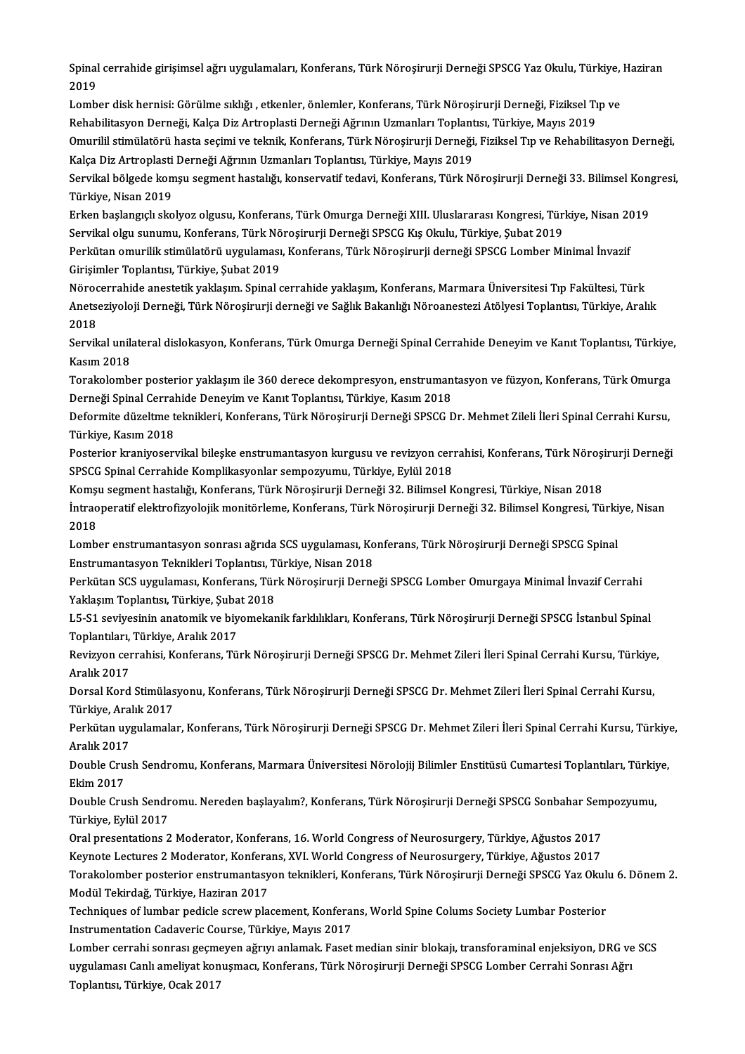Spinal cerrahide girişimsel ağrı uygulamaları, Konferans, Türk Nöroşirurji Derneği SPSCG Yaz Okulu, Türkiye, Haziran 2019

Lomber disk hernisi: Görülme sıklığı , etkenler, önlemler, Konferans, Türk Nöroşirurji Derneği, Fiziksel Tıp ve Rehabilitasyon Derneği, Kalça Diz Artroplasti Derneği Ağrının Uzmanları Toplantısı, Türkiye, Mayıs 2019

Omurilil stimülatörü hasta seçimi ve teknik, Konferans, Türk Nöroşirurji Derneği, Fiziksel Tıp ve Rehabilitasyon Derneği, Kalça Diz Artroplasti Derneği Ağrının Uzmanları Toplantısı, Türkiye, Mayıs 2019

Servikal bölgede komşu segment hastalığı, konservatif tedavi, Konferans, Türk Nöroşirurji Derneği 33. Bilimsel Kongresi, Türkiye, Nisan 2019

Erken başlangıçlı skolyoz olgusu, Konferans, Türk Omurga Derneği XIII. Uluslararası Kongresi, Türkiye, Nisan 2019

Servikal olgu sunumu, Konferans, Türk Nöroşirurji Derneği SPSCG Kış Okulu, Türkiye, Şubat 2019

Perkütan omurilik stimülatörü uygulaması, Konferans, Türk Nöroşirurji derneği SPSCG Lomber Minimal İnvazif Girişimler Toplantısı, Türkiye, Şubat 2019

Nörocerrahide anestetik yaklaşım. Spinal cerrahide yaklaşım, Konferans, Marmara Üniversitesi Tıp Fakültesi, Türk Anetseziyoloji Derneği, Türk Nöroşirurji derneği ve Sağlık Bakanlığı Nöroanestezi Atölyesi Toplantısı, Türkiye, Aralık 2018

Servikal unilateral dislokasyon, Konferans, Türk Omurga Derneği Spinal Cerrahide Deneyim ve Kanıt Toplantısı, Türkiye, Kasım 2018

Torakolomber posterior yaklaşım ile 360 derece dekompresyon, enstrumantasyon ve füzyon, Konferans, Türk Omurga Derneği Spinal Cerrahide Deneyim ve Kanıt Toplantısı, Türkiye, Kasım 2018

Deformite düzeltme teknikleri, Konferans, Türk Nöroşirurji Derneği SPSCG Dr. Mehmet Zileli İleri Spinal Cerrahi Kursu, Türkiye, Kasım 2018

Posterior kraniyoservikal bileşke enstrumantasyon kurgusu ve revizyon cerrahisi, Konferans, Türk Nöroşirurji Derneği SPSCG Spinal Cerrahide Komplikasyonlar sempozyumu, Türkiye, Eylül 2018

Komşu segment hastalığı, Konferans, Türk Nöroşirurji Derneği 32. Bilimsel Kongresi, Türkiye, Nisan 2018

İntraoperatif elektrofizyolojik monitörleme, Konferans, Türk Nöroşirurji Derneği 32. Bilimsel Kongresi, Türkiye, Nisan 2018

Lomber enstrumantasyon sonrası ağrıda SCS uygulaması, Konferans, Türk Nöroşirurji Derneği SPSCG Spinal Enstrumantasyon Teknikleri Toplantısı, Türkiye, Nisan 2018

Perkütan SCS uygulaması, Konferans, Türk Nöroşirurji Derneği SPSCG Lomber Omurgaya Minimal İnvazif Cerrahi Yaklaşım Toplantısı, Türkiye, Şubat 2018

L5-S1 seviyesinin anatomik ve biyomekanik farklılıkları, Konferans, Türk Nöroşirurji Derneği SPSCG İstanbul Spinal Toplantıları, Türkiye, Aralık 2017

Revizyon cerrahisi, Konferans, Türk Nöroşirurji Derneği SPSCG Dr. Mehmet Zileri İleri Spinal Cerrahi Kursu, Türkiye, Aralık 2017

Dorsal Kord Stimülasyonu, Konferans, Türk Nöroşirurji Derneği SPSCG Dr. Mehmet Zileri İleri Spinal Cerrahi Kursu, Türkiye, Aralık 2017

Perkütan uygulamalar, Konferans, Türk Nöroşirurji Derneği SPSCG Dr. Mehmet Zileri İleri Spinal Cerrahi Kursu, Türkiye, Aralık 2017

Double Crush Sendromu, Konferans, Marmara Üniversitesi Nörolojij Bilimler Enstitüsü Cumartesi Toplantıları, Türkiye, Ekim 2017

Double Crush Sendromu. Nereden başlayalım?, Konferans, Türk Nöroşirurji Derneği SPSCG Sonbahar Sempozyumu, Türkiye, Eylül 2017

Oral presentations 2 Moderator, Konferans, 16. World Congress of Neurosurgery, Türkiye, Ağustos 2017

Keynote Lectures 2 Moderator, Konferans, XVI. World Congress of Neurosurgery, Türkiye, Ağustos 2017

Torakolomber posterior enstrumantasyon teknikleri, Konferans, Türk Nöroşirurji Derneği SPSCG Yaz Okulu 6. Dönem 2. Modül Tekirdağ, Türkiye, Haziran 2017

Techniques of lumbar pedicle screw placement, Konferans, World Spine Colums Society Lumbar Posterior Instrumentation Cadaveric Course, Türkiye, Mayıs 2017

Lomber cerrahi sonrası geçmeyen ağrıyı anlamak. Faset median sinir blokajı, transforaminal enjeksiyon, DRG ve SCS uygulaması Canlı ameliyat konuşmacı, Konferans, Türk Nöroşirurji Derneği SPSCG Lomber Cerrahi Sonrası Ağrı Toplantısı, Türkiye, Ocak 2017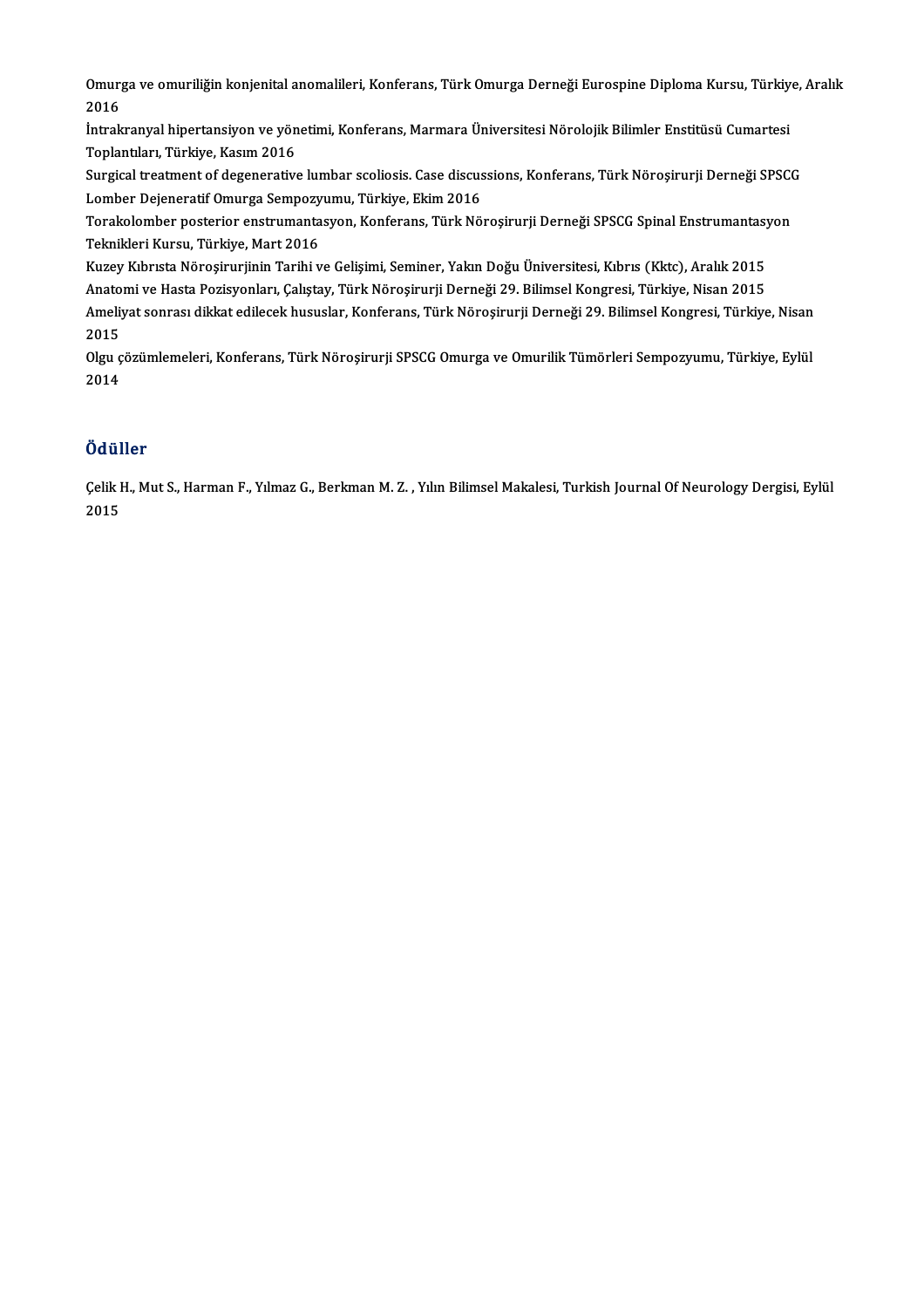Omurga ve omuriliğin konjenital anomalileri, Konferans, Türk Omurga Derneği Eurospine Diploma Kursu, Türkiye, Aralık 2016

İntrakranyal hipertansiyon ve yönetimi, Konferans, Marmara Üniversitesi Nörolojik Bilimler Enstitüsü Cumartesi Toplantıları, Türkiye, Kasım 2016

Surgical treatment of degenerative lumbar scoliosis. Case discussions, Konferans, Türk Nöroşirurji Derneği SPSCG Lomber Dejeneratif Omurga Sempozyumu, Türkiye, Ekim 2016

Torakolomber posterior enstrumantasyon, Konferans, Türk Nöroşirurji Derneği SPSCG Spinal Enstrumantasyon Teknikleri Kursu, Türkiye, Mart 2016

Kuzey Kıbrısta Nöroşirurjinin Tarihi ve Gelişimi, Seminer, Yakın Doğu Üniversitesi, Kıbrıs (Kktc), Aralık 2015

Anatomi ve Hasta Pozisyonları, Çalıştay, Türk Nöroşirurji Derneği 29. Bilimsel Kongresi, Türkiye, Nisan 2015

Ameliyat sonrası dikkat edilecek hususlar, Konferans, Türk Nöroşirurji Derneği 29. Bilimsel Kongresi, Türkiye, Nisan 2015

Olgu çözümlemeleri, Konferans, Türk Nöroşirurji SPSCG Omurga ve Omurilik Tümörleri Sempozyumu, Türkiye, Eylül 2014

## Ödüller

Çelik H., Mut S., Harman F., Yılmaz G., Berkman M. Z. , Yılın Bilimsel Makalesi, Turkish Journal Of Neurology Dergisi, Eylül 2015